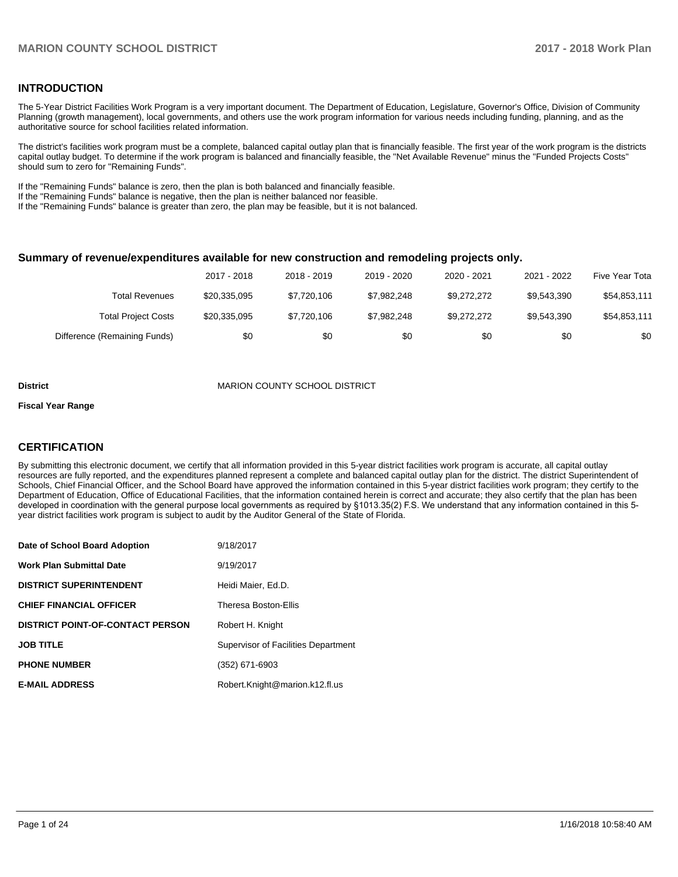## INTRODUCTION

The 5-Year District Facilities Work Program is a very important document. The Department of Education, Legislature, Governor's Office, Division of Community Planning (growth management), local governments, and others use the work program information for various needs including funding, planning, and as the authoritative source for school facilities related information.

The district's facilities work program must be a complete, balanced capital outlay plan that is financially feasible. The first year of the work program is the districts capital outlay budget. To determine if the work program is balanced and financially feasible, the "Net Available Revenue" minus the "Funded Projects Costs" should sum to zero for "Remaining Funds".

If the "Remaining Funds" balance is zero, then the plan is both balanced and financially feasible.
If the "Remaining Funds" balance is negative, then the plan is neither balanced nor feasible.
If the "Remaining Funds" balance is greater than zero, the plan may be feasible, but it is not balanced.

### Summary of revenue/expenditures available for new construction and remodeling projects only.

| | 2017 - 2018 | 2018 - 2019 | 2019 - 2020 | 2020 - 2021 | 2021 - 2022 | Five Year Tota |
|---|---|---|---|---|---|---|
| Total Revenues | $20,335,095 | $7,720,106 | $7,982,248 | $9,272,272 | $9,543,390 | $54,853,111 |
| Total Project Costs | $20,335,095 | $7,720,106 | $7,982,248 | $9,272,272 | $9,543,390 | $54,853,111 |
| Difference (Remaining Funds) | $0 | $0 | $0 | $0 | $0 | $0 |

**District** MARION COUNTY SCHOOL DISTRICT

**Fiscal Year Range**

## CERTIFICATION

By submitting this electronic document, we certify that all information provided in this 5-year district facilities work program is accurate, all capital outlay resources are fully reported, and the expenditures planned represent a complete and balanced capital outlay plan for the district. The district Superintendent of Schools, Chief Financial Officer, and the School Board have approved the information contained in this 5-year district facilities work program; they certify to the Department of Education, Office of Educational Facilities, that the information contained herein is correct and accurate; they also certify that the plan has been developed in coordination with the general purpose local governments as required by §1013.35(2) F.S. We understand that any information contained in this 5-year district facilities work program is subject to audit by the Auditor General of the State of Florida.

| | |
|---|---|
| **Date of School Board Adoption** | 9/18/2017 |
| **Work Plan Submittal Date** | 9/19/2017 |
| **DISTRICT SUPERINTENDENT** | Heidi Maier, Ed.D. |
| **CHIEF FINANCIAL OFFICER** | Theresa Boston-Ellis |
| **DISTRICT POINT-OF-CONTACT PERSON** | Robert H. Knight |
| **JOB TITLE** | Supervisor of Facilities Department |
| **PHONE NUMBER** | (352) 671-6903 |
| **E-MAIL ADDRESS** | Robert.Knight@marion.k12.fl.us |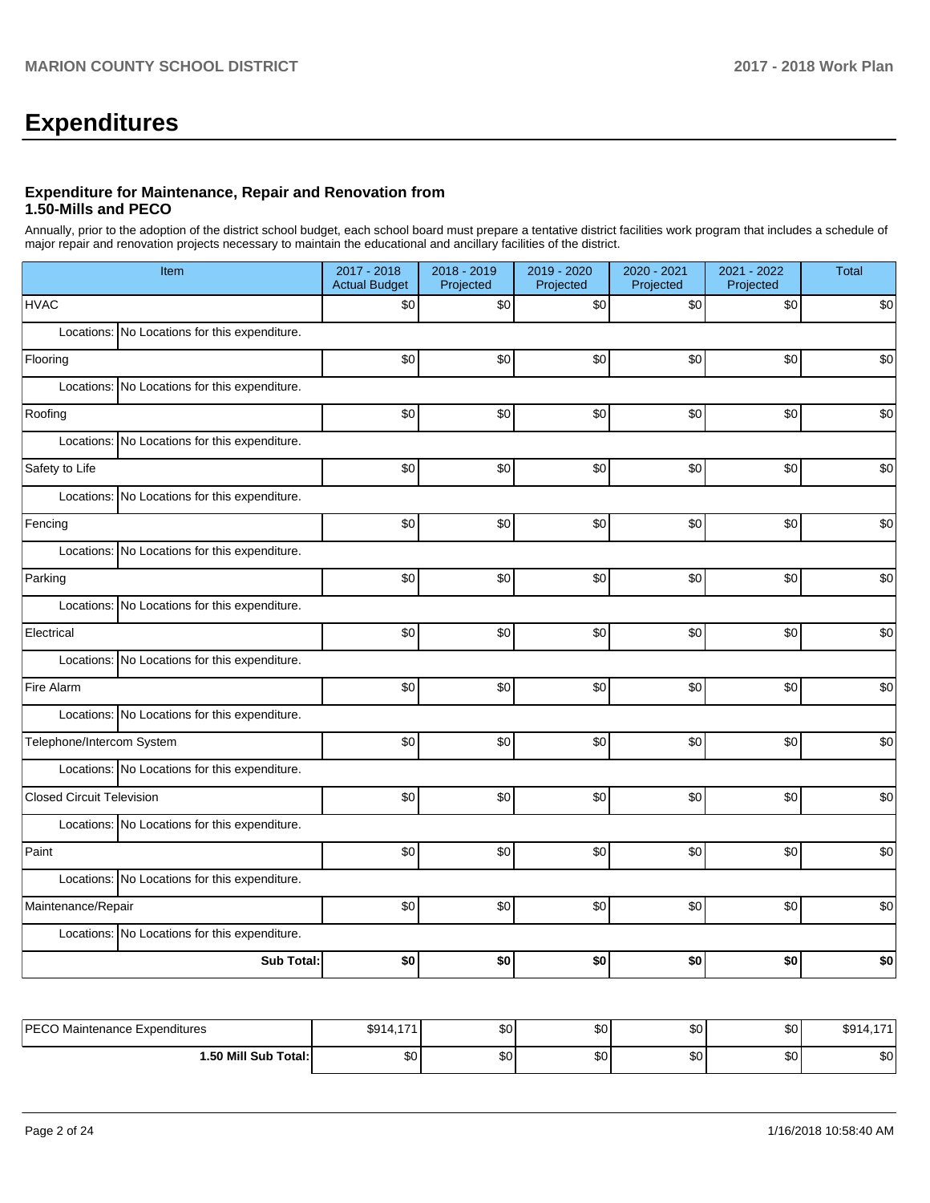# Expenditures

### Expenditure for Maintenance, Repair and Renovation from 1.50-Mills and PECO

Annually, prior to the adoption of the district school budget, each school board must prepare a tentative district facilities work program that includes a schedule of major repair and renovation projects necessary to maintain the educational and ancillary facilities of the district.

| Item | | 2017 - 2018 Actual Budget | 2018 - 2019 Projected | 2019 - 2020 Projected | 2020 - 2021 Projected | 2021 - 2022 Projected | Total |
|---|---|---|---|---|---|---|---|
| HVAC | | $0 | $0 | $0 | $0 | $0 | $0 |
| Locations: | No Locations for this expenditure. | | | | | | |
| Flooring | | $0 | $0 | $0 | $0 | $0 | $0 |
| Locations: | No Locations for this expenditure. | | | | | | |
| Roofing | | $0 | $0 | $0 | $0 | $0 | $0 |
| Locations: | No Locations for this expenditure. | | | | | | |
| Safety to Life | | $0 | $0 | $0 | $0 | $0 | $0 |
| Locations: | No Locations for this expenditure. | | | | | | |
| Fencing | | $0 | $0 | $0 | $0 | $0 | $0 |
| Locations: | No Locations for this expenditure. | | | | | | |
| Parking | | $0 | $0 | $0 | $0 | $0 | $0 |
| Locations: | No Locations for this expenditure. | | | | | | |
| Electrical | | $0 | $0 | $0 | $0 | $0 | $0 |
| Locations: | No Locations for this expenditure. | | | | | | |
| Fire Alarm | | $0 | $0 | $0 | $0 | $0 | $0 |
| Locations: | No Locations for this expenditure. | | | | | | |
| Telephone/Intercom System | | $0 | $0 | $0 | $0 | $0 | $0 |
| Locations: | No Locations for this expenditure. | | | | | | |
| Closed Circuit Television | | $0 | $0 | $0 | $0 | $0 | $0 |
| Locations: | No Locations for this expenditure. | | | | | | |
| Paint | | $0 | $0 | $0 | $0 | $0 | $0 |
| Locations: | No Locations for this expenditure. | | | | | | |
| Maintenance/Repair | | $0 | $0 | $0 | $0 | $0 | $0 |
| Locations: | No Locations for this expenditure. | | | | | | |
| | **Sub Total:** | **$0** | **$0** | **$0** | **$0** | **$0** | **$0** |

| | | | | | | |
|---|---|---|---|---|---|---|
| PECO Maintenance Expenditures | $914,171 | $0 | $0 | $0 | $0 | $914,171 |
| **1.50 Mill Sub Total:** | $0 | $0 | $0 | $0 | $0 | $0 |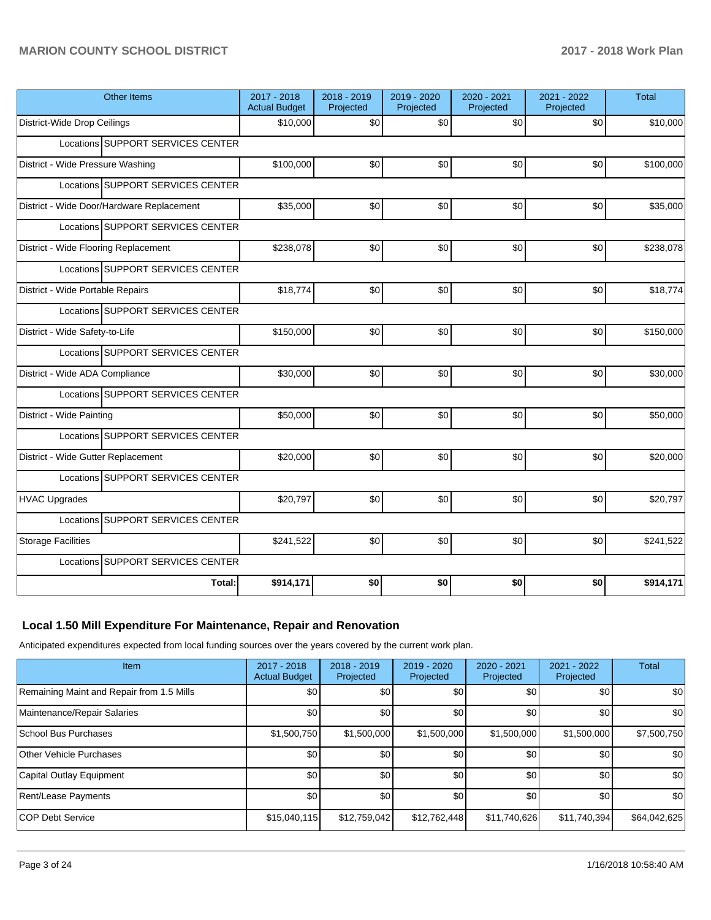| Other Items | 2017 - 2018 Actual Budget | 2018 - 2019 Projected | 2019 - 2020 Projected | 2020 - 2021 Projected | 2021 - 2022 Projected | Total |
|---|---|---|---|---|---|---|
| District-Wide Drop Ceilings | $10,000 | $0 | $0 | $0 | $0 | $10,000 |
| Locations SUPPORT SERVICES CENTER | | | | | | |
| District - Wide Pressure Washing | $100,000 | $0 | $0 | $0 | $0 | $100,000 |
| Locations SUPPORT SERVICES CENTER | | | | | | |
| District - Wide Door/Hardware Replacement | $35,000 | $0 | $0 | $0 | $0 | $35,000 |
| Locations SUPPORT SERVICES CENTER | | | | | | |
| District - Wide Flooring Replacement | $238,078 | $0 | $0 | $0 | $0 | $238,078 |
| Locations SUPPORT SERVICES CENTER | | | | | | |
| District - Wide Portable Repairs | $18,774 | $0 | $0 | $0 | $0 | $18,774 |
| Locations SUPPORT SERVICES CENTER | | | | | | |
| District - Wide Safety-to-Life | $150,000 | $0 | $0 | $0 | $0 | $150,000 |
| Locations SUPPORT SERVICES CENTER | | | | | | |
| District - Wide ADA Compliance | $30,000 | $0 | $0 | $0 | $0 | $30,000 |
| Locations SUPPORT SERVICES CENTER | | | | | | |
| District - Wide Painting | $50,000 | $0 | $0 | $0 | $0 | $50,000 |
| Locations SUPPORT SERVICES CENTER | | | | | | |
| District - Wide Gutter Replacement | $20,000 | $0 | $0 | $0 | $0 | $20,000 |
| Locations SUPPORT SERVICES CENTER | | | | | | |
| HVAC Upgrades | $20,797 | $0 | $0 | $0 | $0 | $20,797 |
| Locations SUPPORT SERVICES CENTER | | | | | | |
| Storage Facilities | $241,522 | $0 | $0 | $0 | $0 | $241,522 |
| Locations SUPPORT SERVICES CENTER | | | | | | |
| **Total:** | **$914,171** | **$0** | **$0** | **$0** | **$0** | **$914,171** |

## Local 1.50 Mill Expenditure For Maintenance, Repair and Renovation

Anticipated expenditures expected from local funding sources over the years covered by the current work plan.

| Item | 2017 - 2018 Actual Budget | 2018 - 2019 Projected | 2019 - 2020 Projected | 2020 - 2021 Projected | 2021 - 2022 Projected | Total |
|---|---|---|---|---|---|---|
| Remaining Maint and Repair from 1.5 Mills | $0 | $0 | $0 | $0 | $0 | $0 |
| Maintenance/Repair Salaries | $0 | $0 | $0 | $0 | $0 | $0 |
| School Bus Purchases | $1,500,750 | $1,500,000 | $1,500,000 | $1,500,000 | $1,500,000 | $7,500,750 |
| Other Vehicle Purchases | $0 | $0 | $0 | $0 | $0 | $0 |
| Capital Outlay Equipment | $0 | $0 | $0 | $0 | $0 | $0 |
| Rent/Lease Payments | $0 | $0 | $0 | $0 | $0 | $0 |
| COP Debt Service | $15,040,115 | $12,759,042 | $12,762,448 | $11,740,626 | $11,740,394 | $64,042,625 |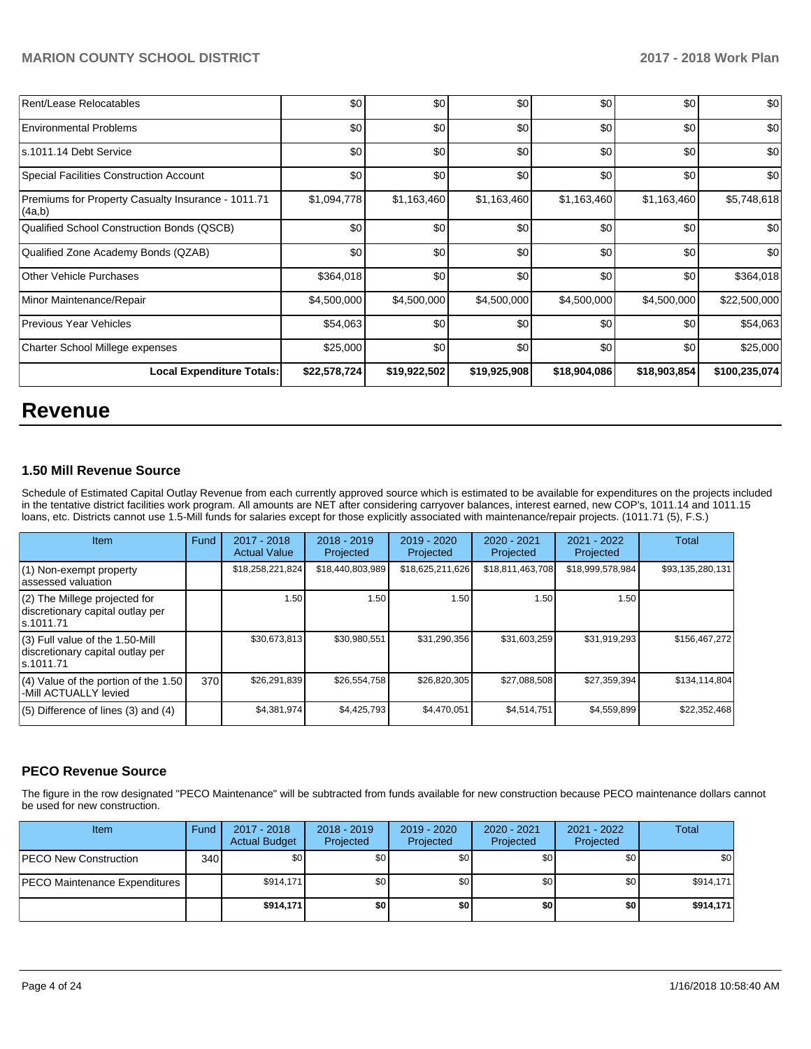| | | | | | | |
|---|---|---|---|---|---|---|
| Rent/Lease Relocatables | $0 | $0 | $0 | $0 | $0 | $0 |
| Environmental Problems | $0 | $0 | $0 | $0 | $0 | $0 |
| s.1011.14 Debt Service | $0 | $0 | $0 | $0 | $0 | $0 |
| Special Facilities Construction Account | $0 | $0 | $0 | $0 | $0 | $0 |
| Premiums for Property Casualty Insurance - 1011.71 (4a,b) | $1,094,778 | $1,163,460 | $1,163,460 | $1,163,460 | $1,163,460 | $5,748,618 |
| Qualified School Construction Bonds (QSCB) | $0 | $0 | $0 | $0 | $0 | $0 |
| Qualified Zone Academy Bonds (QZAB) | $0 | $0 | $0 | $0 | $0 | $0 |
| Other Vehicle Purchases | $364,018 | $0 | $0 | $0 | $0 | $364,018 |
| Minor Maintenance/Repair | $4,500,000 | $4,500,000 | $4,500,000 | $4,500,000 | $4,500,000 | $22,500,000 |
| Previous Year Vehicles | $54,063 | $0 | $0 | $0 | $0 | $54,063 |
| Charter School Millege expenses | $25,000 | $0 | $0 | $0 | $0 | $25,000 |
| **Local Expenditure Totals:** | **$22,578,724** | **$19,922,502** | **$19,925,908** | **$18,904,086** | **$18,903,854** | **$100,235,074** |

# Revenue

### 1.50 Mill Revenue Source

Schedule of Estimated Capital Outlay Revenue from each currently approved source which is estimated to be available for expenditures on the projects included in the tentative district facilities work program. All amounts are NET after considering carryover balances, interest earned, new COP's, 1011.14 and 1011.15 loans, etc. Districts cannot use 1.5-Mill funds for salaries except for those explicitly associated with maintenance/repair projects. (1011.71 (5), F.S.)

| Item | Fund | 2017 - 2018 Actual Value | 2018 - 2019 Projected | 2019 - 2020 Projected | 2020 - 2021 Projected | 2021 - 2022 Projected | Total |
|---|---|---|---|---|---|---|---|
| (1) Non-exempt property assessed valuation | | $18,258,221,824 | $18,440,803,989 | $18,625,211,626 | $18,811,463,708 | $18,999,578,984 | $93,135,280,131 |
| (2) The Millege projected for discretionary capital outlay per s.1011.71 | | 1.50 | 1.50 | 1.50 | 1.50 | 1.50 | |
| (3) Full value of the 1.50-Mill discretionary capital outlay per s.1011.71 | | $30,673,813 | $30,980,551 | $31,290,356 | $31,603,259 | $31,919,293 | $156,467,272 |
| (4) Value of the portion of the 1.50 -Mill ACTUALLY levied | 370 | $26,291,839 | $26,554,758 | $26,820,305 | $27,088,508 | $27,359,394 | $134,114,804 |
| (5) Difference of lines (3) and (4) | | $4,381,974 | $4,425,793 | $4,470,051 | $4,514,751 | $4,559,899 | $22,352,468 |

### PECO Revenue Source

The figure in the row designated "PECO Maintenance" will be subtracted from funds available for new construction because PECO maintenance dollars cannot be used for new construction.

| Item | Fund | 2017 - 2018 Actual Budget | 2018 - 2019 Projected | 2019 - 2020 Projected | 2020 - 2021 Projected | 2021 - 2022 Projected | Total |
|---|---|---|---|---|---|---|---|
| PECO New Construction | 340 | $0 | $0 | $0 | $0 | $0 | $0 |
| PECO Maintenance Expenditures | | $914,171 | $0 | $0 | $0 | $0 | $914,171 |
| | | **$914,171** | **$0** | **$0** | **$0** | **$0** | **$914,171** |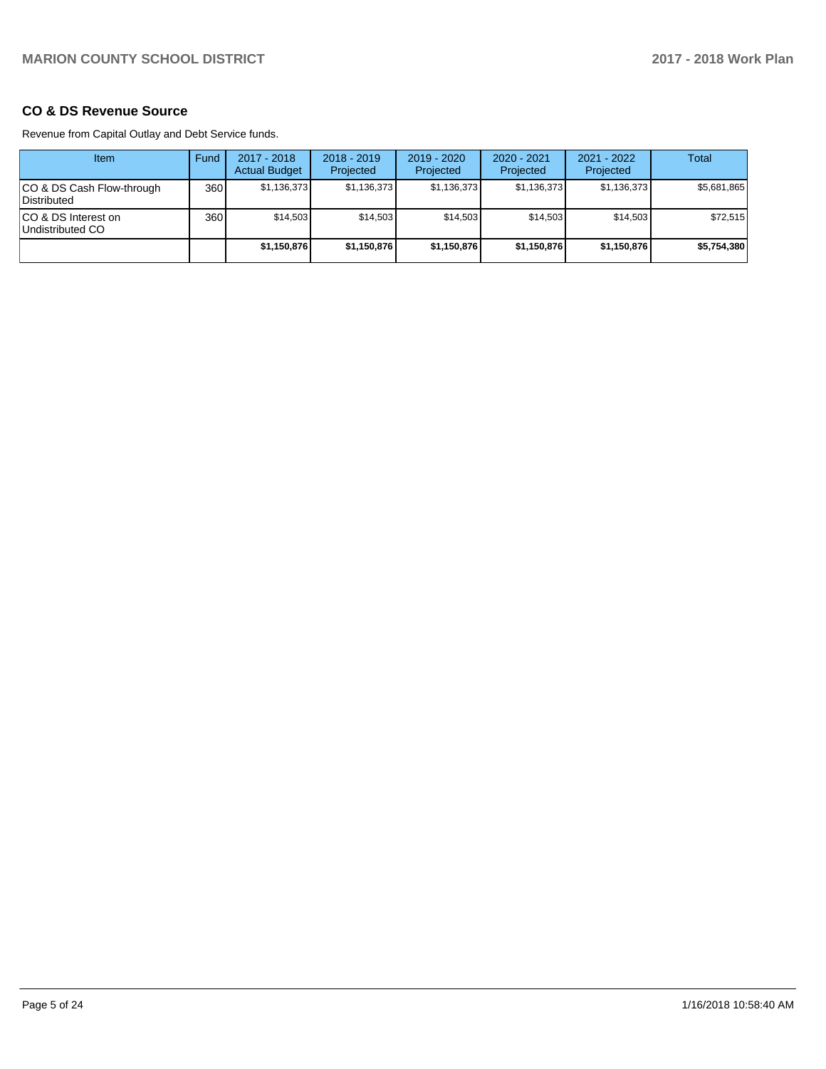## CO & DS Revenue Source

Revenue from Capital Outlay and Debt Service funds.

| Item | Fund | 2017 - 2018 Actual Budget | 2018 - 2019 Projected | 2019 - 2020 Projected | 2020 - 2021 Projected | 2021 - 2022 Projected | Total |
|---|---|---|---|---|---|---|---|
| CO & DS Cash Flow-through Distributed | 360 | $1,136,373 | $1,136,373 | $1,136,373 | $1,136,373 | $1,136,373 | $5,681,865 |
| CO & DS Interest on Undistributed CO | 360 | $14,503 | $14,503 | $14,503 | $14,503 | $14,503 | $72,515 |
| | | **$1,150,876** | **$1,150,876** | **$1,150,876** | **$1,150,876** | **$1,150,876** | **$5,754,380** |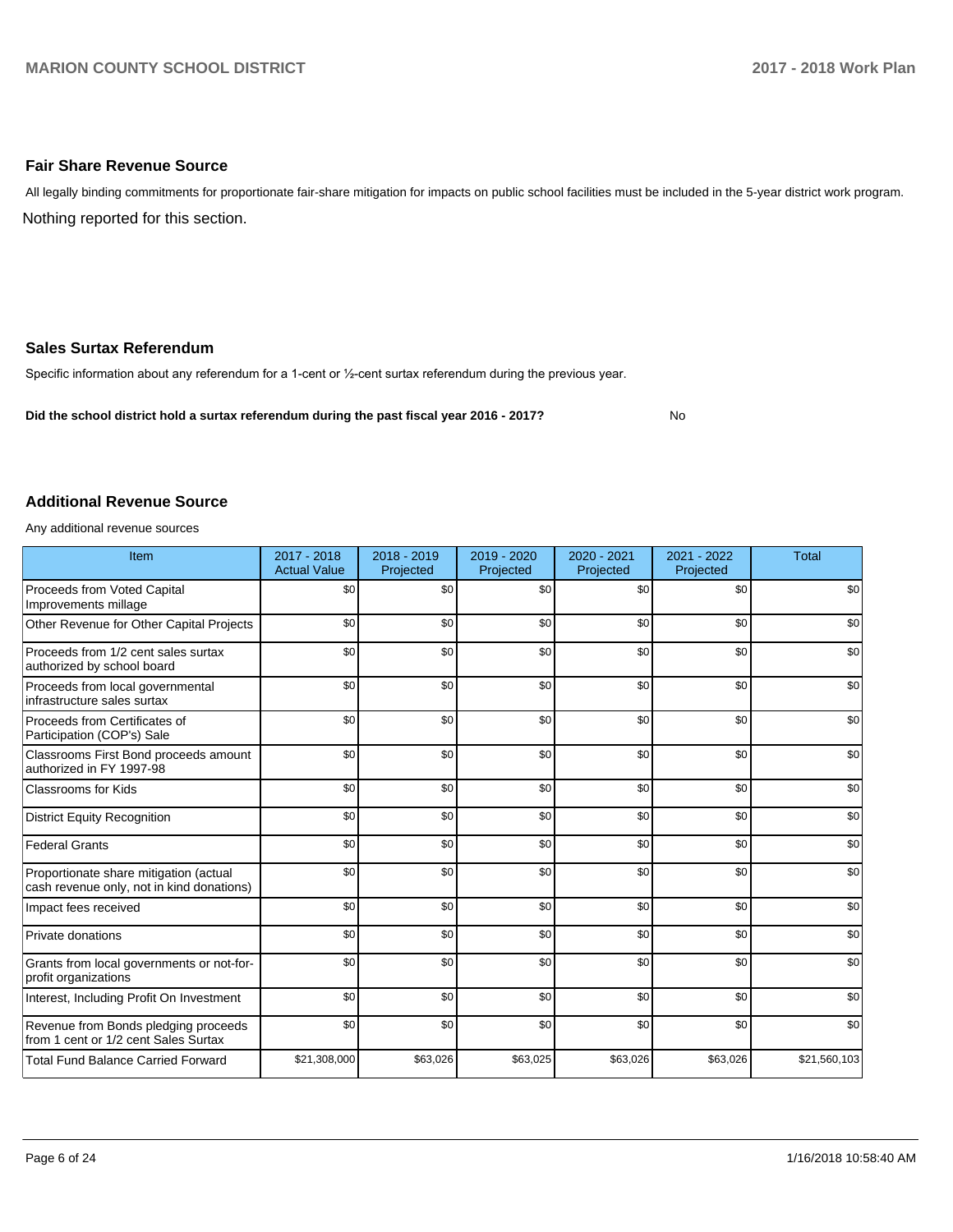## Fair Share Revenue Source

All legally binding commitments for proportionate fair-share mitigation for impacts on public school facilities must be included in the 5-year district work program.

Nothing reported for this section.

## Sales Surtax Referendum

Specific information about any referendum for a 1-cent or ½-cent surtax referendum during the previous year.

**Did the school district hold a surtax referendum during the past fiscal year 2016 - 2017?** No

## Additional Revenue Source

Any additional revenue sources

| Item | 2017 - 2018 Actual Value | 2018 - 2019 Projected | 2019 - 2020 Projected | 2020 - 2021 Projected | 2021 - 2022 Projected | Total |
|---|---|---|---|---|---|---|
| Proceeds from Voted Capital Improvements millage | $0 | $0 | $0 | $0 | $0 | $0 |
| Other Revenue for Other Capital Projects | $0 | $0 | $0 | $0 | $0 | $0 |
| Proceeds from 1/2 cent sales surtax authorized by school board | $0 | $0 | $0 | $0 | $0 | $0 |
| Proceeds from local governmental infrastructure sales surtax | $0 | $0 | $0 | $0 | $0 | $0 |
| Proceeds from Certificates of Participation (COP's) Sale | $0 | $0 | $0 | $0 | $0 | $0 |
| Classrooms First Bond proceeds amount authorized in FY 1997-98 | $0 | $0 | $0 | $0 | $0 | $0 |
| Classrooms for Kids | $0 | $0 | $0 | $0 | $0 | $0 |
| District Equity Recognition | $0 | $0 | $0 | $0 | $0 | $0 |
| Federal Grants | $0 | $0 | $0 | $0 | $0 | $0 |
| Proportionate share mitigation (actual cash revenue only, not in kind donations) | $0 | $0 | $0 | $0 | $0 | $0 |
| Impact fees received | $0 | $0 | $0 | $0 | $0 | $0 |
| Private donations | $0 | $0 | $0 | $0 | $0 | $0 |
| Grants from local governments or not-for-profit organizations | $0 | $0 | $0 | $0 | $0 | $0 |
| Interest, Including Profit On Investment | $0 | $0 | $0 | $0 | $0 | $0 |
| Revenue from Bonds pledging proceeds from 1 cent or 1/2 cent Sales Surtax | $0 | $0 | $0 | $0 | $0 | $0 |
| Total Fund Balance Carried Forward | $21,308,000 | $63,026 | $63,025 | $63,026 | $63,026 | $21,560,103 |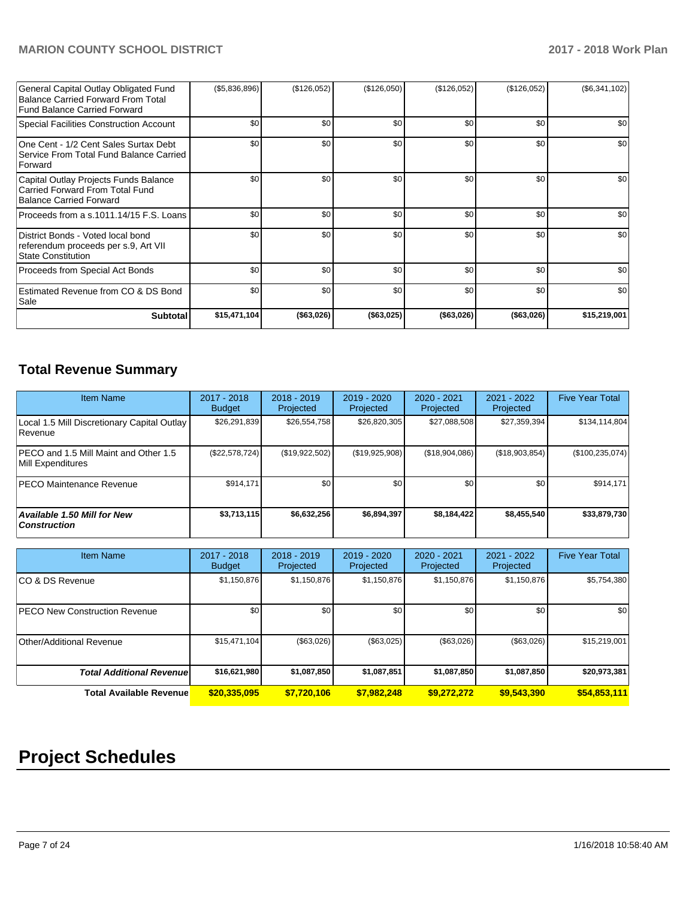| | | | | | | |
|---|---|---|---|---|---|---|
| General Capital Outlay Obligated Fund Balance Carried Forward From Total Fund Balance Carried Forward | ($5,836,896) | ($126,052) | ($126,050) | ($126,052) | ($126,052) | ($6,341,102) |
| Special Facilities Construction Account | $0 | $0 | $0 | $0 | $0 | $0 |
| One Cent - 1/2 Cent Sales Surtax Debt Service From Total Fund Balance Carried Forward | $0 | $0 | $0 | $0 | $0 | $0 |
| Capital Outlay Projects Funds Balance Carried Forward From Total Fund Balance Carried Forward | $0 | $0 | $0 | $0 | $0 | $0 |
| Proceeds from a s.1011.14/15 F.S. Loans | $0 | $0 | $0 | $0 | $0 | $0 |
| District Bonds - Voted local bond referendum proceeds per s.9, Art VII State Constitution | $0 | $0 | $0 | $0 | $0 | $0 |
| Proceeds from Special Act Bonds | $0 | $0 | $0 | $0 | $0 | $0 |
| Estimated Revenue from CO & DS Bond Sale | $0 | $0 | $0 | $0 | $0 | $0 |
| **Subtotal** | **$15,471,104** | **($63,026)** | **($63,025)** | **($63,026)** | **($63,026)** | **$15,219,001** |

## Total Revenue Summary

| Item Name | 2017 - 2018 Budget | 2018 - 2019 Projected | 2019 - 2020 Projected | 2020 - 2021 Projected | 2021 - 2022 Projected | Five Year Total |
|---|---|---|---|---|---|---|
| Local 1.5 Mill Discretionary Capital Outlay Revenue | $26,291,839 | $26,554,758 | $26,820,305 | $27,088,508 | $27,359,394 | $134,114,804 |
| PECO and 1.5 Mill Maint and Other 1.5 Mill Expenditures | ($22,578,724) | ($19,922,502) | ($19,925,908) | ($18,904,086) | ($18,903,854) | ($100,235,074) |
| PECO Maintenance Revenue | $914,171 | $0 | $0 | $0 | $0 | $914,171 |
| ***Available 1.50 Mill for New Construction*** | **$3,713,115** | **$6,632,256** | **$6,894,397** | **$8,184,422** | **$8,455,540** | **$33,879,730** |

| Item Name | 2017 - 2018 Budget | 2018 - 2019 Projected | 2019 - 2020 Projected | 2020 - 2021 Projected | 2021 - 2022 Projected | Five Year Total |
|---|---|---|---|---|---|---|
| CO & DS Revenue | $1,150,876 | $1,150,876 | $1,150,876 | $1,150,876 | $1,150,876 | $5,754,380 |
| PECO New Construction Revenue | $0 | $0 | $0 | $0 | $0 | $0 |
| Other/Additional Revenue | $15,471,104 | ($63,026) | ($63,025) | ($63,026) | ($63,026) | $15,219,001 |
| ***Total Additional Revenue*** | **$16,621,980** | **$1,087,850** | **$1,087,851** | **$1,087,850** | **$1,087,850** | **$20,973,381** |
| **Total Available Revenue** | **$20,335,095** | **$7,720,106** | **$7,982,248** | **$9,272,272** | **$9,543,390** | **$54,853,111** |

# Project Schedules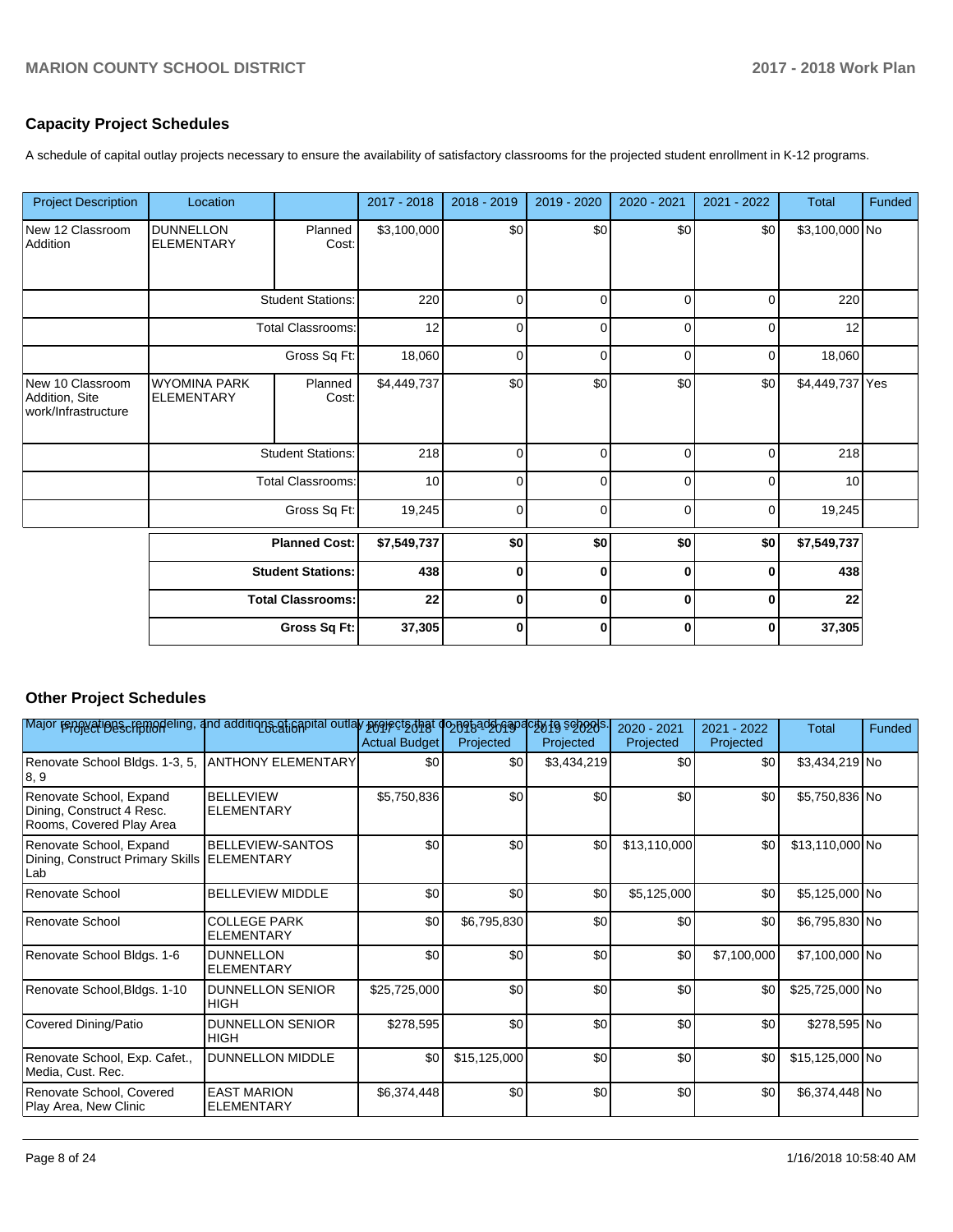## Capacity Project Schedules

A schedule of capital outlay projects necessary to ensure the availability of satisfactory classrooms for the projected student enrollment in K-12 programs.

| Project Description | Location | | 2017 - 2018 | 2018 - 2019 | 2019 - 2020 | 2020 - 2021 | 2021 - 2022 | Total | Funded |
|---|---|---|---|---|---|---|---|---|---|
| New 12 Classroom Addition | DUNNELLON ELEMENTARY | Planned Cost: | $3,100,000 | $0 | $0 | $0 | $0 | $3,100,000 | No |
| | | Student Stations: | 220 | 0 | 0 | 0 | 0 | 220 | |
| | | Total Classrooms: | 12 | 0 | 0 | 0 | 0 | 12 | |
| | | Gross Sq Ft: | 18,060 | 0 | 0 | 0 | 0 | 18,060 | |
| New 10 Classroom Addition, Site work/Infrastructure | WYOMINA PARK ELEMENTARY | Planned Cost: | $4,449,737 | $0 | $0 | $0 | $0 | $4,449,737 | Yes |
| | | Student Stations: | 218 | 0 | 0 | 0 | 0 | 218 | |
| | | Total Classrooms: | 10 | 0 | 0 | 0 | 0 | 10 | |
| | | Gross Sq Ft: | 19,245 | 0 | 0 | 0 | 0 | 19,245 | |
| | | **Planned Cost:** | **$7,549,737** | **$0** | **$0** | **$0** | **$0** | **$7,549,737** | |
| | | **Student Stations:** | **438** | **0** | **0** | **0** | **0** | **438** | |
| | | **Total Classrooms:** | **22** | **0** | **0** | **0** | **0** | **22** | |
| | | **Gross Sq Ft:** | **37,305** | **0** | **0** | **0** | **0** | **37,305** | |

## Other Project Schedules

Major renovations, remodeling, and additions of capital outlay projects that do not add capacity to schools.

| Project Description | Location | 2017 - 2018 Actual Budget | 2018 - 2019 Projected | 2019 - 2020 Projected | 2020 - 2021 Projected | 2021 - 2022 Projected | Total | Funded |
|---|---|---|---|---|---|---|---|---|
| Renovate School Bldgs. 1-3, 5, 8, 9 | ANTHONY ELEMENTARY | $0 | $0 | $3,434,219 | $0 | $0 | $3,434,219 | No |
| Renovate School, Expand Dining, Construct 4 Resc. Rooms, Covered Play Area | BELLEVIEW ELEMENTARY | $5,750,836 | $0 | $0 | $0 | $0 | $5,750,836 | No |
| Renovate School, Expand Dining, Construct Primary Skills Lab | BELLEVIEW-SANTOS ELEMENTARY | $0 | $0 | $0 | $13,110,000 | $0 | $13,110,000 | No |
| Renovate School | BELLEVIEW MIDDLE | $0 | $0 | $0 | $5,125,000 | $0 | $5,125,000 | No |
| Renovate School | COLLEGE PARK ELEMENTARY | $0 | $6,795,830 | $0 | $0 | $0 | $6,795,830 | No |
| Renovate School Bldgs. 1-6 | DUNNELLON ELEMENTARY | $0 | $0 | $0 | $0 | $7,100,000 | $7,100,000 | No |
| Renovate School,Bldgs. 1-10 | DUNNELLON SENIOR HIGH | $25,725,000 | $0 | $0 | $0 | $0 | $25,725,000 | No |
| Covered Dining/Patio | DUNNELLON SENIOR HIGH | $278,595 | $0 | $0 | $0 | $0 | $278,595 | No |
| Renovate School, Exp. Cafet., Media, Cust. Rec. | DUNNELLON MIDDLE | $0 | $15,125,000 | $0 | $0 | $0 | $15,125,000 | No |
| Renovate School, Covered Play Area, New Clinic | EAST MARION ELEMENTARY | $6,374,448 | $0 | $0 | $0 | $0 | $6,374,448 | No |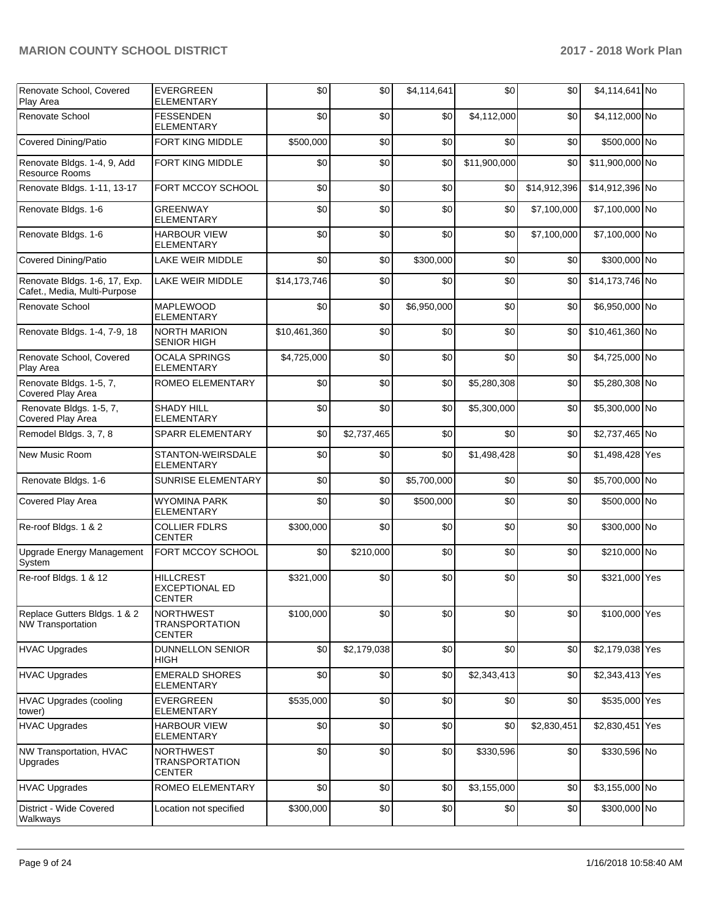| | | | | | | | | |
|---|---|---|---|---|---|---|---|---|
| Renovate School, Covered Play Area | EVERGREEN ELEMENTARY | $0 | $0 | $4,114,641 | $0 | $0 | $4,114,641 | No |
| Renovate School | FESSENDEN ELEMENTARY | $0 | $0 | $0 | $4,112,000 | $0 | $4,112,000 | No |
| Covered Dining/Patio | FORT KING MIDDLE | $500,000 | $0 | $0 | $0 | $0 | $500,000 | No |
| Renovate Bldgs. 1-4, 9, Add Resource Rooms | FORT KING MIDDLE | $0 | $0 | $0 | $11,900,000 | $0 | $11,900,000 | No |
| Renovate Bldgs. 1-11, 13-17 | FORT MCCOY SCHOOL | $0 | $0 | $0 | $0 | $14,912,396 | $14,912,396 | No |
| Renovate Bldgs. 1-6 | GREENWAY ELEMENTARY | $0 | $0 | $0 | $0 | $7,100,000 | $7,100,000 | No |
| Renovate Bldgs. 1-6 | HARBOUR VIEW ELEMENTARY | $0 | $0 | $0 | $0 | $7,100,000 | $7,100,000 | No |
| Covered Dining/Patio | LAKE WEIR MIDDLE | $0 | $0 | $300,000 | $0 | $0 | $300,000 | No |
| Renovate Bldgs. 1-6, 17, Exp. Cafet., Media, Multi-Purpose | LAKE WEIR MIDDLE | $14,173,746 | $0 | $0 | $0 | $0 | $14,173,746 | No |
| Renovate School | MAPLEWOOD ELEMENTARY | $0 | $0 | $6,950,000 | $0 | $0 | $6,950,000 | No |
| Renovate Bldgs. 1-4, 7-9, 18 | NORTH MARION SENIOR HIGH | $10,461,360 | $0 | $0 | $0 | $0 | $10,461,360 | No |
| Renovate School, Covered Play Area | OCALA SPRINGS ELEMENTARY | $4,725,000 | $0 | $0 | $0 | $0 | $4,725,000 | No |
| Renovate Bldgs. 1-5, 7, Covered Play Area | ROMEO ELEMENTARY | $0 | $0 | $0 | $5,280,308 | $0 | $5,280,308 | No |
| Renovate Bldgs. 1-5, 7, Covered Play Area | SHADY HILL ELEMENTARY | $0 | $0 | $0 | $5,300,000 | $0 | $5,300,000 | No |
| Remodel Bldgs. 3, 7, 8 | SPARR ELEMENTARY | $0 | $2,737,465 | $0 | $0 | $0 | $2,737,465 | No |
| New Music Room | STANTON-WEIRSDALE ELEMENTARY | $0 | $0 | $0 | $1,498,428 | $0 | $1,498,428 | Yes |
| Renovate Bldgs. 1-6 | SUNRISE ELEMENTARY | $0 | $0 | $5,700,000 | $0 | $0 | $5,700,000 | No |
| Covered Play Area | WYOMINA PARK ELEMENTARY | $0 | $0 | $500,000 | $0 | $0 | $500,000 | No |
| Re-roof Bldgs. 1 & 2 | COLLIER FDLRS CENTER | $300,000 | $0 | $0 | $0 | $0 | $300,000 | No |
| Upgrade Energy Management System | FORT MCCOY SCHOOL | $0 | $210,000 | $0 | $0 | $0 | $210,000 | No |
| Re-roof Bldgs. 1 & 12 | HILLCREST EXCEPTIONAL ED CENTER | $321,000 | $0 | $0 | $0 | $0 | $321,000 | Yes |
| Replace Gutters Bldgs. 1 & 2 NW Transportation | NORTHWEST TRANSPORTATION CENTER | $100,000 | $0 | $0 | $0 | $0 | $100,000 | Yes |
| HVAC Upgrades | DUNNELLON SENIOR HIGH | $0 | $2,179,038 | $0 | $0 | $0 | $2,179,038 | Yes |
| HVAC Upgrades | EMERALD SHORES ELEMENTARY | $0 | $0 | $0 | $2,343,413 | $0 | $2,343,413 | Yes |
| HVAC Upgrades (cooling tower) | EVERGREEN ELEMENTARY | $535,000 | $0 | $0 | $0 | $0 | $535,000 | Yes |
| HVAC Upgrades | HARBOUR VIEW ELEMENTARY | $0 | $0 | $0 | $0 | $2,830,451 | $2,830,451 | Yes |
| NW Transportation, HVAC Upgrades | NORTHWEST TRANSPORTATION CENTER | $0 | $0 | $0 | $330,596 | $0 | $330,596 | No |
| HVAC Upgrades | ROMEO ELEMENTARY | $0 | $0 | $0 | $3,155,000 | $0 | $3,155,000 | No |
| District - Wide Covered Walkways | Location not specified | $300,000 | $0 | $0 | $0 | $0 | $300,000 | No |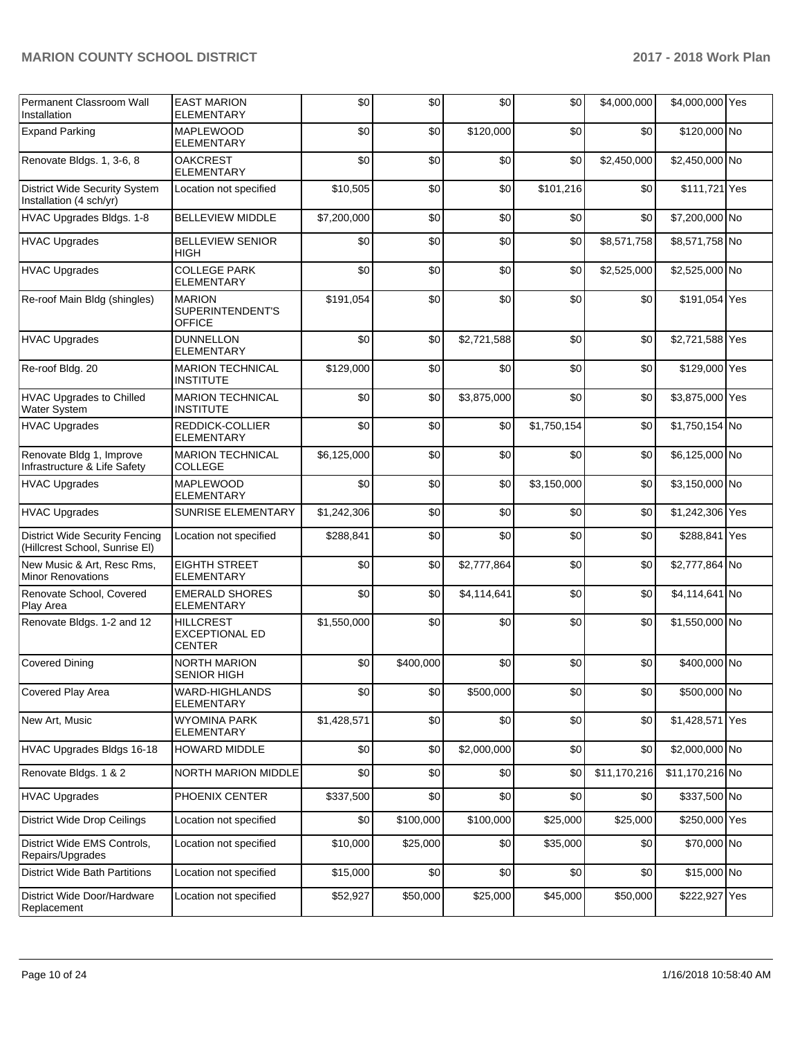| Permanent Classroom Wall Installation | EAST MARION ELEMENTARY | $0 | $0 | $0 | $0 | $4,000,000 | $4,000,000 | Yes |
|---|---|---|---|---|---|---|---|---|
| Expand Parking | MAPLEWOOD ELEMENTARY | $0 | $0 | $120,000 | $0 | $0 | $120,000 | No |
| Renovate Bldgs. 1, 3-6, 8 | OAKCREST ELEMENTARY | $0 | $0 | $0 | $0 | $2,450,000 | $2,450,000 | No |
| District Wide Security System Installation (4 sch/yr) | Location not specified | $10,505 | $0 | $0 | $101,216 | $0 | $111,721 | Yes |
| HVAC Upgrades Bldgs. 1-8 | BELLEVIEW MIDDLE | $7,200,000 | $0 | $0 | $0 | $0 | $7,200,000 | No |
| HVAC Upgrades | BELLEVIEW SENIOR HIGH | $0 | $0 | $0 | $0 | $8,571,758 | $8,571,758 | No |
| HVAC Upgrades | COLLEGE PARK ELEMENTARY | $0 | $0 | $0 | $0 | $2,525,000 | $2,525,000 | No |
| Re-roof Main Bldg (shingles) | MARION SUPERINTENDENT'S OFFICE | $191,054 | $0 | $0 | $0 | $0 | $191,054 | Yes |
| HVAC Upgrades | DUNNELLON ELEMENTARY | $0 | $0 | $2,721,588 | $0 | $0 | $2,721,588 | Yes |
| Re-roof Bldg. 20 | MARION TECHNICAL INSTITUTE | $129,000 | $0 | $0 | $0 | $0 | $129,000 | Yes |
| HVAC Upgrades to Chilled Water System | MARION TECHNICAL INSTITUTE | $0 | $0 | $3,875,000 | $0 | $0 | $3,875,000 | Yes |
| HVAC Upgrades | REDDICK-COLLIER ELEMENTARY | $0 | $0 | $0 | $1,750,154 | $0 | $1,750,154 | No |
| Renovate Bldg 1, Improve Infrastructure & Life Safety | MARION TECHNICAL COLLEGE | $6,125,000 | $0 | $0 | $0 | $0 | $6,125,000 | No |
| HVAC Upgrades | MAPLEWOOD ELEMENTARY | $0 | $0 | $0 | $3,150,000 | $0 | $3,150,000 | No |
| HVAC Upgrades | SUNRISE ELEMENTARY | $1,242,306 | $0 | $0 | $0 | $0 | $1,242,306 | Yes |
| District Wide Security Fencing (Hillcrest School, Sunrise El) | Location not specified | $288,841 | $0 | $0 | $0 | $0 | $288,841 | Yes |
| New Music & Art, Resc Rms, Minor Renovations | EIGHTH STREET ELEMENTARY | $0 | $0 | $2,777,864 | $0 | $0 | $2,777,864 | No |
| Renovate School, Covered Play Area | EMERALD SHORES ELEMENTARY | $0 | $0 | $4,114,641 | $0 | $0 | $4,114,641 | No |
| Renovate Bldgs. 1-2 and 12 | HILLCREST EXCEPTIONAL ED CENTER | $1,550,000 | $0 | $0 | $0 | $0 | $1,550,000 | No |
| Covered Dining | NORTH MARION SENIOR HIGH | $0 | $400,000 | $0 | $0 | $0 | $400,000 | No |
| Covered Play Area | WARD-HIGHLANDS ELEMENTARY | $0 | $0 | $500,000 | $0 | $0 | $500,000 | No |
| New Art, Music | WYOMINA PARK ELEMENTARY | $1,428,571 | $0 | $0 | $0 | $0 | $1,428,571 | Yes |
| HVAC Upgrades Bldgs 16-18 | HOWARD MIDDLE | $0 | $0 | $2,000,000 | $0 | $0 | $2,000,000 | No |
| Renovate Bldgs. 1 & 2 | NORTH MARION MIDDLE | $0 | $0 | $0 | $0 | $11,170,216 | $11,170,216 | No |
| HVAC Upgrades | PHOENIX CENTER | $337,500 | $0 | $0 | $0 | $0 | $337,500 | No |
| District Wide Drop Ceilings | Location not specified | $0 | $100,000 | $100,000 | $25,000 | $25,000 | $250,000 | Yes |
| District Wide EMS Controls, Repairs/Upgrades | Location not specified | $10,000 | $25,000 | $0 | $35,000 | $0 | $70,000 | No |
| District Wide Bath Partitions | Location not specified | $15,000 | $0 | $0 | $0 | $0 | $15,000 | No |
| District Wide Door/Hardware Replacement | Location not specified | $52,927 | $50,000 | $25,000 | $45,000 | $50,000 | $222,927 | Yes |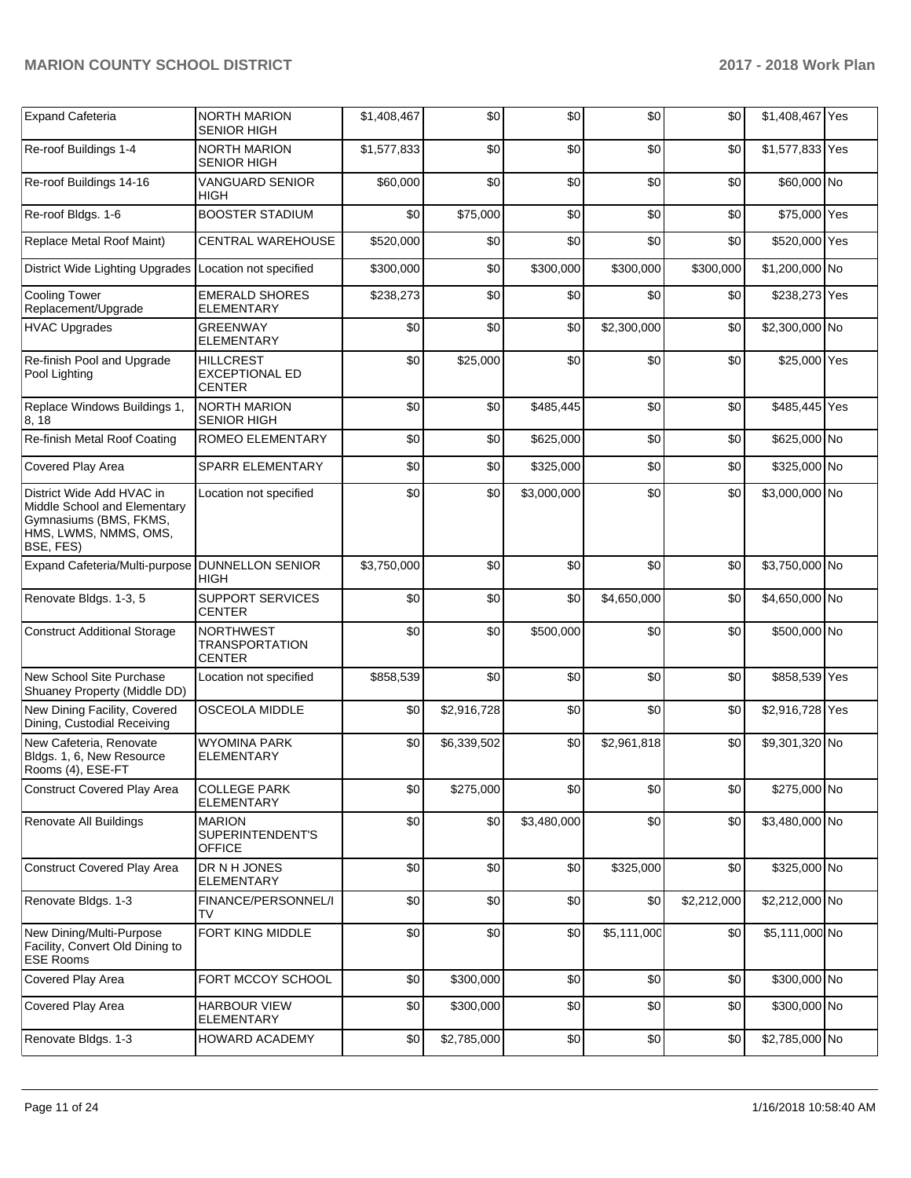| Expand Cafeteria | NORTH MARION SENIOR HIGH | $1,408,467 | $0 | $0 | $0 | $0 | $1,408,467 | Yes |
|---|---|---|---|---|---|---|---|---|
| Re-roof Buildings 1-4 | NORTH MARION SENIOR HIGH | $1,577,833 | $0 | $0 | $0 | $0 | $1,577,833 | Yes |
| Re-roof Buildings 14-16 | VANGUARD SENIOR HIGH | $60,000 | $0 | $0 | $0 | $0 | $60,000 | No |
| Re-roof Bldgs. 1-6 | BOOSTER STADIUM | $0 | $75,000 | $0 | $0 | $0 | $75,000 | Yes |
| Replace Metal Roof Maint) | CENTRAL WAREHOUSE | $520,000 | $0 | $0 | $0 | $0 | $520,000 | Yes |
| District Wide Lighting Upgrades | Location not specified | $300,000 | $0 | $300,000 | $300,000 | $300,000 | $1,200,000 | No |
| Cooling Tower Replacement/Upgrade | EMERALD SHORES ELEMENTARY | $238,273 | $0 | $0 | $0 | $0 | $238,273 | Yes |
| HVAC Upgrades | GREENWAY ELEMENTARY | $0 | $0 | $0 | $2,300,000 | $0 | $2,300,000 | No |
| Re-finish Pool and Upgrade Pool Lighting | HILLCREST EXCEPTIONAL ED CENTER | $0 | $25,000 | $0 | $0 | $0 | $25,000 | Yes |
| Replace Windows Buildings 1, 8, 18 | NORTH MARION SENIOR HIGH | $0 | $0 | $485,445 | $0 | $0 | $485,445 | Yes |
| Re-finish Metal Roof Coating | ROMEO ELEMENTARY | $0 | $0 | $625,000 | $0 | $0 | $625,000 | No |
| Covered Play Area | SPARR ELEMENTARY | $0 | $0 | $325,000 | $0 | $0 | $325,000 | No |
| District Wide Add HVAC in Middle School and Elementary Gymnasiums (BMS, FKMS, HMS, LWMS, NMMS, OMS, BSE, FES) | Location not specified | $0 | $0 | $3,000,000 | $0 | $0 | $3,000,000 | No |
| Expand Cafeteria/Multi-purpose | DUNNELLON SENIOR HIGH | $3,750,000 | $0 | $0 | $0 | $0 | $3,750,000 | No |
| Renovate Bldgs. 1-3, 5 | SUPPORT SERVICES CENTER | $0 | $0 | $0 | $4,650,000 | $0 | $4,650,000 | No |
| Construct Additional Storage | NORTHWEST TRANSPORTATION CENTER | $0 | $0 | $500,000 | $0 | $0 | $500,000 | No |
| New School Site Purchase Shuaney Property (Middle DD) | Location not specified | $858,539 | $0 | $0 | $0 | $0 | $858,539 | Yes |
| New Dining Facility, Covered Dining, Custodial Receiving | OSCEOLA MIDDLE | $0 | $2,916,728 | $0 | $0 | $0 | $2,916,728 | Yes |
| New Cafeteria, Renovate Bldgs. 1, 6, New Resource Rooms (4), ESE-FT | WYOMINA PARK ELEMENTARY | $0 | $6,339,502 | $0 | $2,961,818 | $0 | $9,301,320 | No |
| Construct Covered Play Area | COLLEGE PARK ELEMENTARY | $0 | $275,000 | $0 | $0 | $0 | $275,000 | No |
| Renovate All Buildings | MARION SUPERINTENDENT'S OFFICE | $0 | $0 | $3,480,000 | $0 | $0 | $3,480,000 | No |
| Construct Covered Play Area | DR N H JONES ELEMENTARY | $0 | $0 | $0 | $325,000 | $0 | $325,000 | No |
| Renovate Bldgs. 1-3 | FINANCE/PERSONNEL/ITV | $0 | $0 | $0 | $0 | $2,212,000 | $2,212,000 | No |
| New Dining/Multi-Purpose Facility, Convert Old Dining to ESE Rooms | FORT KING MIDDLE | $0 | $0 | $0 | $5,111,000 | $0 | $5,111,000 | No |
| Covered Play Area | FORT MCCOY SCHOOL | $0 | $300,000 | $0 | $0 | $0 | $300,000 | No |
| Covered Play Area | HARBOUR VIEW ELEMENTARY | $0 | $300,000 | $0 | $0 | $0 | $300,000 | No |
| Renovate Bldgs. 1-3 | HOWARD ACADEMY | $0 | $2,785,000 | $0 | $0 | $0 | $2,785,000 | No |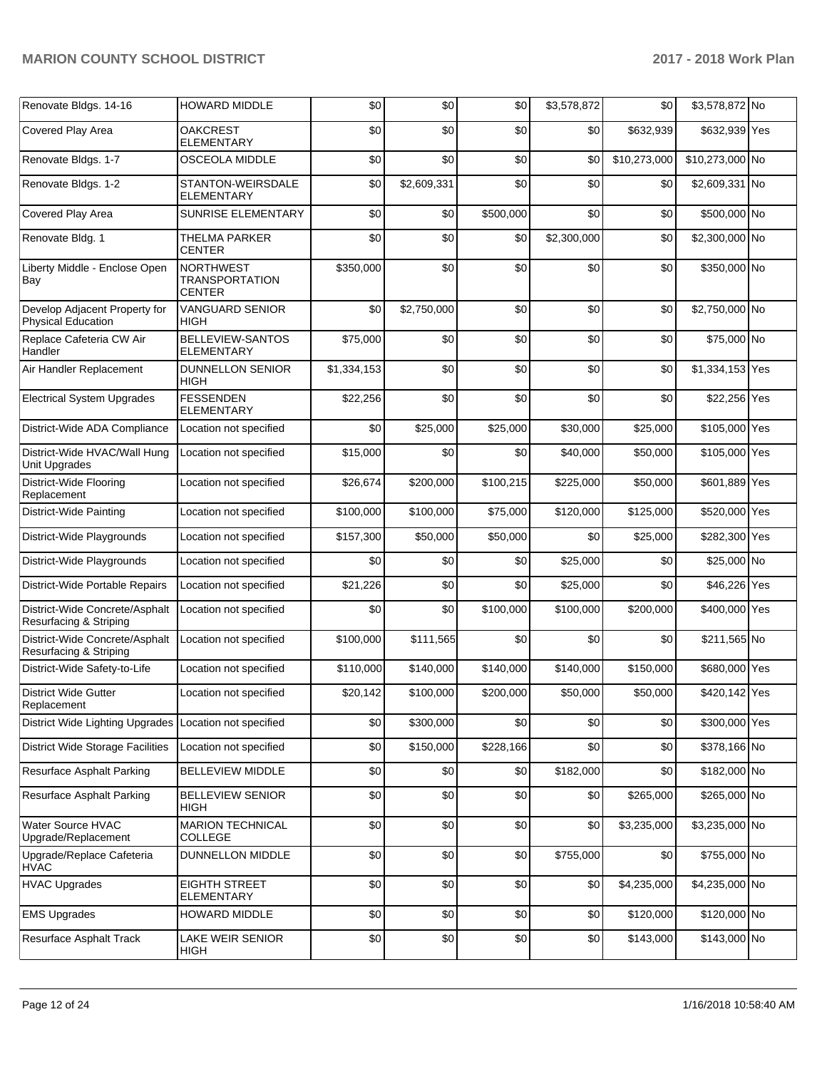| Renovate Bldgs. 14-16 | HOWARD MIDDLE | $0 | $0 | $0 | $3,578,872 | $0 | $3,578,872 | No |
|---|---|---|---|---|---|---|---|---|
| Covered Play Area | OAKCREST ELEMENTARY | $0 | $0 | $0 | $0 | $632,939 | $632,939 | Yes |
| Renovate Bldgs. 1-7 | OSCEOLA MIDDLE | $0 | $0 | $0 | $0 | $10,273,000 | $10,273,000 | No |
| Renovate Bldgs. 1-2 | STANTON-WEIRSDALE ELEMENTARY | $0 | $2,609,331 | $0 | $0 | $0 | $2,609,331 | No |
| Covered Play Area | SUNRISE ELEMENTARY | $0 | $0 | $500,000 | $0 | $0 | $500,000 | No |
| Renovate Bldg. 1 | THELMA PARKER CENTER | $0 | $0 | $0 | $2,300,000 | $0 | $2,300,000 | No |
| Liberty Middle - Enclose Open Bay | NORTHWEST TRANSPORTATION CENTER | $350,000 | $0 | $0 | $0 | $0 | $350,000 | No |
| Develop Adjacent Property for Physical Education | VANGUARD SENIOR HIGH | $0 | $2,750,000 | $0 | $0 | $0 | $2,750,000 | No |
| Replace Cafeteria CW Air Handler | BELLEVIEW-SANTOS ELEMENTARY | $75,000 | $0 | $0 | $0 | $0 | $75,000 | No |
| Air Handler Replacement | DUNNELLON SENIOR HIGH | $1,334,153 | $0 | $0 | $0 | $0 | $1,334,153 | Yes |
| Electrical System Upgrades | FESSENDEN ELEMENTARY | $22,256 | $0 | $0 | $0 | $0 | $22,256 | Yes |
| District-Wide ADA Compliance | Location not specified | $0 | $25,000 | $25,000 | $30,000 | $25,000 | $105,000 | Yes |
| District-Wide HVAC/Wall Hung Unit Upgrades | Location not specified | $15,000 | $0 | $0 | $40,000 | $50,000 | $105,000 | Yes |
| District-Wide Flooring Replacement | Location not specified | $26,674 | $200,000 | $100,215 | $225,000 | $50,000 | $601,889 | Yes |
| District-Wide Painting | Location not specified | $100,000 | $100,000 | $75,000 | $120,000 | $125,000 | $520,000 | Yes |
| District-Wide Playgrounds | Location not specified | $157,300 | $50,000 | $50,000 | $0 | $25,000 | $282,300 | Yes |
| District-Wide Playgrounds | Location not specified | $0 | $0 | $0 | $25,000 | $0 | $25,000 | No |
| District-Wide Portable Repairs | Location not specified | $21,226 | $0 | $0 | $25,000 | $0 | $46,226 | Yes |
| District-Wide Concrete/Asphalt Resurfacing & Striping | Location not specified | $0 | $0 | $100,000 | $100,000 | $200,000 | $400,000 | Yes |
| District-Wide Concrete/Asphalt Resurfacing & Striping | Location not specified | $100,000 | $111,565 | $0 | $0 | $0 | $211,565 | No |
| District-Wide Safety-to-Life | Location not specified | $110,000 | $140,000 | $140,000 | $140,000 | $150,000 | $680,000 | Yes |
| District Wide Gutter Replacement | Location not specified | $20,142 | $100,000 | $200,000 | $50,000 | $50,000 | $420,142 | Yes |
| District Wide Lighting Upgrades | Location not specified | $0 | $300,000 | $0 | $0 | $0 | $300,000 | Yes |
| District Wide Storage Facilities | Location not specified | $0 | $150,000 | $228,166 | $0 | $0 | $378,166 | No |
| Resurface Asphalt Parking | BELLEVIEW MIDDLE | $0 | $0 | $0 | $182,000 | $0 | $182,000 | No |
| Resurface Asphalt Parking | BELLEVIEW SENIOR HIGH | $0 | $0 | $0 | $0 | $265,000 | $265,000 | No |
| Water Source HVAC Upgrade/Replacement | MARION TECHNICAL COLLEGE | $0 | $0 | $0 | $0 | $3,235,000 | $3,235,000 | No |
| Upgrade/Replace Cafeteria HVAC | DUNNELLON MIDDLE | $0 | $0 | $0 | $755,000 | $0 | $755,000 | No |
| HVAC Upgrades | EIGHTH STREET ELEMENTARY | $0 | $0 | $0 | $0 | $4,235,000 | $4,235,000 | No |
| EMS Upgrades | HOWARD MIDDLE | $0 | $0 | $0 | $0 | $120,000 | $120,000 | No |
| Resurface Asphalt Track | LAKE WEIR SENIOR HIGH | $0 | $0 | $0 | $0 | $143,000 | $143,000 | No |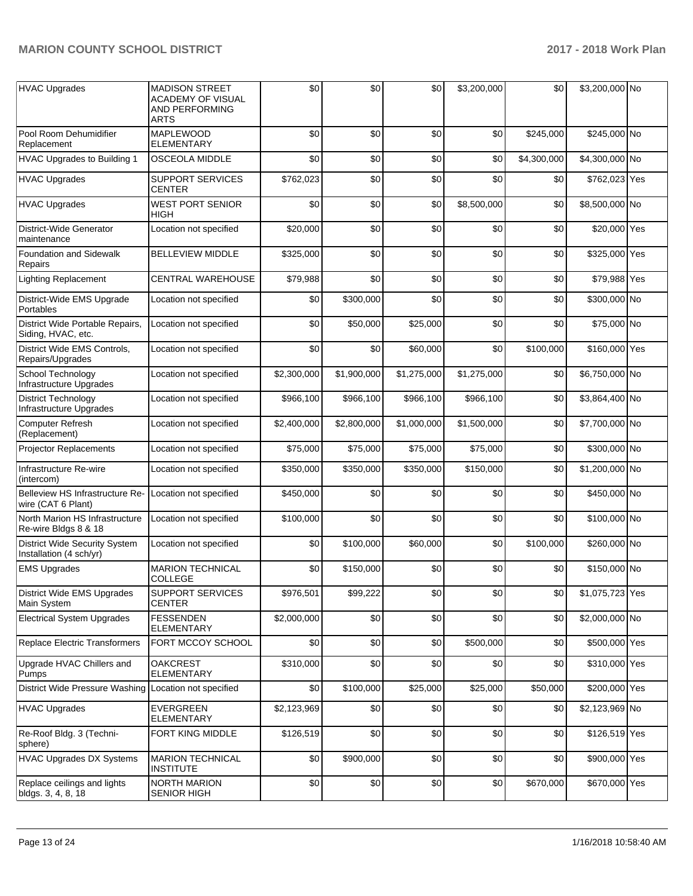| HVAC Upgrades | MADISON STREET ACADEMY OF VISUAL AND PERFORMING ARTS | $0 | $0 | $0 | $3,200,000 | $0 | $3,200,000 | No |
|---|---|---|---|---|---|---|---|---|
| Pool Room Dehumidifier Replacement | MAPLEWOOD ELEMENTARY | $0 | $0 | $0 | $0 | $245,000 | $245,000 | No |
| HVAC Upgrades to Building 1 | OSCEOLA MIDDLE | $0 | $0 | $0 | $0 | $4,300,000 | $4,300,000 | No |
| HVAC Upgrades | SUPPORT SERVICES CENTER | $762,023 | $0 | $0 | $0 | $0 | $762,023 | Yes |
| HVAC Upgrades | WEST PORT SENIOR HIGH | $0 | $0 | $0 | $8,500,000 | $0 | $8,500,000 | No |
| District-Wide Generator maintenance | Location not specified | $20,000 | $0 | $0 | $0 | $0 | $20,000 | Yes |
| Foundation and Sidewalk Repairs | BELLEVIEW MIDDLE | $325,000 | $0 | $0 | $0 | $0 | $325,000 | Yes |
| Lighting Replacement | CENTRAL WAREHOUSE | $79,988 | $0 | $0 | $0 | $0 | $79,988 | Yes |
| District-Wide EMS Upgrade Portables | Location not specified | $0 | $300,000 | $0 | $0 | $0 | $300,000 | No |
| District Wide Portable Repairs, Siding, HVAC, etc. | Location not specified | $0 | $50,000 | $25,000 | $0 | $0 | $75,000 | No |
| District Wide EMS Controls, Repairs/Upgrades | Location not specified | $0 | $0 | $60,000 | $0 | $100,000 | $160,000 | Yes |
| School Technology Infrastructure Upgrades | Location not specified | $2,300,000 | $1,900,000 | $1,275,000 | $1,275,000 | $0 | $6,750,000 | No |
| District Technology Infrastructure Upgrades | Location not specified | $966,100 | $966,100 | $966,100 | $966,100 | $0 | $3,864,400 | No |
| Computer Refresh (Replacement) | Location not specified | $2,400,000 | $2,800,000 | $1,000,000 | $1,500,000 | $0 | $7,700,000 | No |
| Projector Replacements | Location not specified | $75,000 | $75,000 | $75,000 | $75,000 | $0 | $300,000 | No |
| Infrastructure Re-wire (intercom) | Location not specified | $350,000 | $350,000 | $350,000 | $150,000 | $0 | $1,200,000 | No |
| Belleview HS Infrastructure Re-wire (CAT 6 Plant) | Location not specified | $450,000 | $0 | $0 | $0 | $0 | $450,000 | No |
| North Marion HS Infrastructure Re-wire Bldgs 8 & 18 | Location not specified | $100,000 | $0 | $0 | $0 | $0 | $100,000 | No |
| District Wide Security System Installation (4 sch/yr) | Location not specified | $0 | $100,000 | $60,000 | $0 | $100,000 | $260,000 | No |
| EMS Upgrades | MARION TECHNICAL COLLEGE | $0 | $150,000 | $0 | $0 | $0 | $150,000 | No |
| District Wide EMS Upgrades Main System | SUPPORT SERVICES CENTER | $976,501 | $99,222 | $0 | $0 | $0 | $1,075,723 | Yes |
| Electrical System Upgrades | FESSENDEN ELEMENTARY | $2,000,000 | $0 | $0 | $0 | $0 | $2,000,000 | No |
| Replace Electric Transformers | FORT MCCOY SCHOOL | $0 | $0 | $0 | $500,000 | $0 | $500,000 | Yes |
| Upgrade HVAC Chillers and Pumps | OAKCREST ELEMENTARY | $310,000 | $0 | $0 | $0 | $0 | $310,000 | Yes |
| District Wide Pressure Washing | Location not specified | $0 | $100,000 | $25,000 | $25,000 | $50,000 | $200,000 | Yes |
| HVAC Upgrades | EVERGREEN ELEMENTARY | $2,123,969 | $0 | $0 | $0 | $0 | $2,123,969 | No |
| Re-Roof Bldg. 3 (Techni-sphere) | FORT KING MIDDLE | $126,519 | $0 | $0 | $0 | $0 | $126,519 | Yes |
| HVAC Upgrades DX Systems | MARION TECHNICAL INSTITUTE | $0 | $900,000 | $0 | $0 | $0 | $900,000 | Yes |
| Replace ceilings and lights bldgs. 3, 4, 8, 18 | NORTH MARION SENIOR HIGH | $0 | $0 | $0 | $0 | $670,000 | $670,000 | Yes |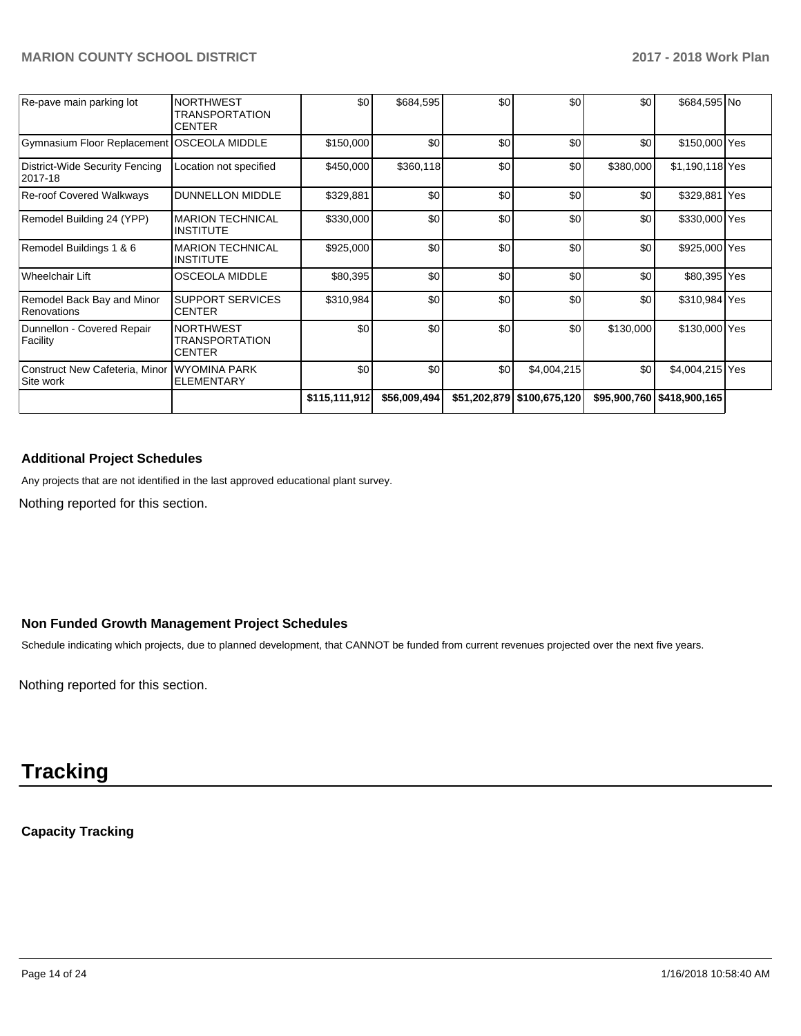| | | | | | | | | |
|---|---|---|---|---|---|---|---|---|
| Re-pave main parking lot | NORTHWEST TRANSPORTATION CENTER | $0 | $684,595 | $0 | $0 | $0 | $684,595 | No |
| Gymnasium Floor Replacement | OSCEOLA MIDDLE | $150,000 | $0 | $0 | $0 | $0 | $150,000 | Yes |
| District-Wide Security Fencing 2017-18 | Location not specified | $450,000 | $360,118 | $0 | $0 | $380,000 | $1,190,118 | Yes |
| Re-roof Covered Walkways | DUNNELLON MIDDLE | $329,881 | $0 | $0 | $0 | $0 | $329,881 | Yes |
| Remodel Building 24 (YPP) | MARION TECHNICAL INSTITUTE | $330,000 | $0 | $0 | $0 | $0 | $330,000 | Yes |
| Remodel Buildings 1 & 6 | MARION TECHNICAL INSTITUTE | $925,000 | $0 | $0 | $0 | $0 | $925,000 | Yes |
| Wheelchair Lift | OSCEOLA MIDDLE | $80,395 | $0 | $0 | $0 | $0 | $80,395 | Yes |
| Remodel Back Bay and Minor Renovations | SUPPORT SERVICES CENTER | $310,984 | $0 | $0 | $0 | $0 | $310,984 | Yes |
| Dunnellon - Covered Repair Facility | NORTHWEST TRANSPORTATION CENTER | $0 | $0 | $0 | $0 | $130,000 | $130,000 | Yes |
| Construct New Cafeteria, Minor Site work | WYOMINA PARK ELEMENTARY | $0 | $0 | $0 | $4,004,215 | $0 | $4,004,215 | Yes |
| | | $115,111,912 | $56,009,494 | $51,202,879 | $100,675,120 | $95,900,760 | $418,900,165 | |

### Additional Project Schedules

Any projects that are not identified in the last approved educational plant survey.

Nothing reported for this section.

### Non Funded Growth Management Project Schedules

Schedule indicating which projects, due to planned development, that CANNOT be funded from current revenues projected over the next five years.

Nothing reported for this section.

# Tracking

### Capacity Tracking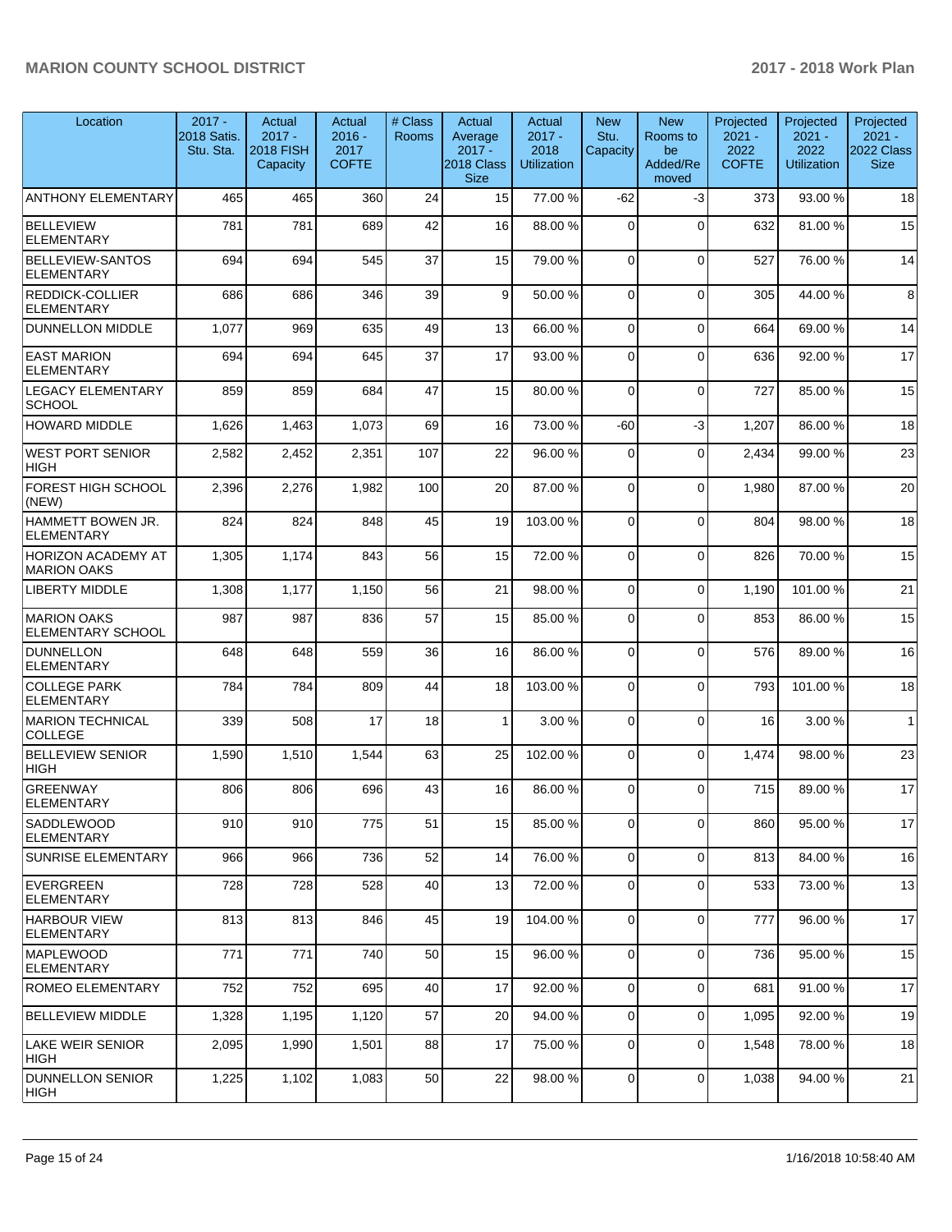| Location | 2017 - 2018 Satis. Stu. Sta. | Actual 2017 - 2018 FISH Capacity | Actual 2016 - 2017 COFTE | # Class Rooms | Actual Average 2017 - 2018 Class Size | Actual 2017 - 2018 Utilization | New Stu. Capacity | New Rooms to be Added/Removed | Projected 2021 - 2022 COFTE | Projected 2021 - 2022 Utilization | Projected 2021 - 2022 Class Size |
|---|---|---|---|---|---|---|---|---|---|---|---|
| ANTHONY ELEMENTARY | 465 | 465 | 360 | 24 | 15 | 77.00 % | -62 | -3 | 373 | 93.00 % | 18 |
| BELLEVIEW ELEMENTARY | 781 | 781 | 689 | 42 | 16 | 88.00 % | 0 | 0 | 632 | 81.00 % | 15 |
| BELLEVIEW-SANTOS ELEMENTARY | 694 | 694 | 545 | 37 | 15 | 79.00 % | 0 | 0 | 527 | 76.00 % | 14 |
| REDDICK-COLLIER ELEMENTARY | 686 | 686 | 346 | 39 | 9 | 50.00 % | 0 | 0 | 305 | 44.00 % | 8 |
| DUNNELLON MIDDLE | 1,077 | 969 | 635 | 49 | 13 | 66.00 % | 0 | 0 | 664 | 69.00 % | 14 |
| EAST MARION ELEMENTARY | 694 | 694 | 645 | 37 | 17 | 93.00 % | 0 | 0 | 636 | 92.00 % | 17 |
| LEGACY ELEMENTARY SCHOOL | 859 | 859 | 684 | 47 | 15 | 80.00 % | 0 | 0 | 727 | 85.00 % | 15 |
| HOWARD MIDDLE | 1,626 | 1,463 | 1,073 | 69 | 16 | 73.00 % | -60 | -3 | 1,207 | 86.00 % | 18 |
| WEST PORT SENIOR HIGH | 2,582 | 2,452 | 2,351 | 107 | 22 | 96.00 % | 0 | 0 | 2,434 | 99.00 % | 23 |
| FOREST HIGH SCHOOL (NEW) | 2,396 | 2,276 | 1,982 | 100 | 20 | 87.00 % | 0 | 0 | 1,980 | 87.00 % | 20 |
| HAMMETT BOWEN JR. ELEMENTARY | 824 | 824 | 848 | 45 | 19 | 103.00 % | 0 | 0 | 804 | 98.00 % | 18 |
| HORIZON ACADEMY AT MARION OAKS | 1,305 | 1,174 | 843 | 56 | 15 | 72.00 % | 0 | 0 | 826 | 70.00 % | 15 |
| LIBERTY MIDDLE | 1,308 | 1,177 | 1,150 | 56 | 21 | 98.00 % | 0 | 0 | 1,190 | 101.00 % | 21 |
| MARION OAKS ELEMENTARY SCHOOL | 987 | 987 | 836 | 57 | 15 | 85.00 % | 0 | 0 | 853 | 86.00 % | 15 |
| DUNNELLON ELEMENTARY | 648 | 648 | 559 | 36 | 16 | 86.00 % | 0 | 0 | 576 | 89.00 % | 16 |
| COLLEGE PARK ELEMENTARY | 784 | 784 | 809 | 44 | 18 | 103.00 % | 0 | 0 | 793 | 101.00 % | 18 |
| MARION TECHNICAL COLLEGE | 339 | 508 | 17 | 18 | 1 | 3.00 % | 0 | 0 | 16 | 3.00 % | 1 |
| BELLEVIEW SENIOR HIGH | 1,590 | 1,510 | 1,544 | 63 | 25 | 102.00 % | 0 | 0 | 1,474 | 98.00 % | 23 |
| GREENWAY ELEMENTARY | 806 | 806 | 696 | 43 | 16 | 86.00 % | 0 | 0 | 715 | 89.00 % | 17 |
| SADDLEWOOD ELEMENTARY | 910 | 910 | 775 | 51 | 15 | 85.00 % | 0 | 0 | 860 | 95.00 % | 17 |
| SUNRISE ELEMENTARY | 966 | 966 | 736 | 52 | 14 | 76.00 % | 0 | 0 | 813 | 84.00 % | 16 |
| EVERGREEN ELEMENTARY | 728 | 728 | 528 | 40 | 13 | 72.00 % | 0 | 0 | 533 | 73.00 % | 13 |
| HARBOUR VIEW ELEMENTARY | 813 | 813 | 846 | 45 | 19 | 104.00 % | 0 | 0 | 777 | 96.00 % | 17 |
| MAPLEWOOD ELEMENTARY | 771 | 771 | 740 | 50 | 15 | 96.00 % | 0 | 0 | 736 | 95.00 % | 15 |
| ROMEO ELEMENTARY | 752 | 752 | 695 | 40 | 17 | 92.00 % | 0 | 0 | 681 | 91.00 % | 17 |
| BELLEVIEW MIDDLE | 1,328 | 1,195 | 1,120 | 57 | 20 | 94.00 % | 0 | 0 | 1,095 | 92.00 % | 19 |
| LAKE WEIR SENIOR HIGH | 2,095 | 1,990 | 1,501 | 88 | 17 | 75.00 % | 0 | 0 | 1,548 | 78.00 % | 18 |
| DUNNELLON SENIOR HIGH | 1,225 | 1,102 | 1,083 | 50 | 22 | 98.00 % | 0 | 0 | 1,038 | 94.00 % | 21 |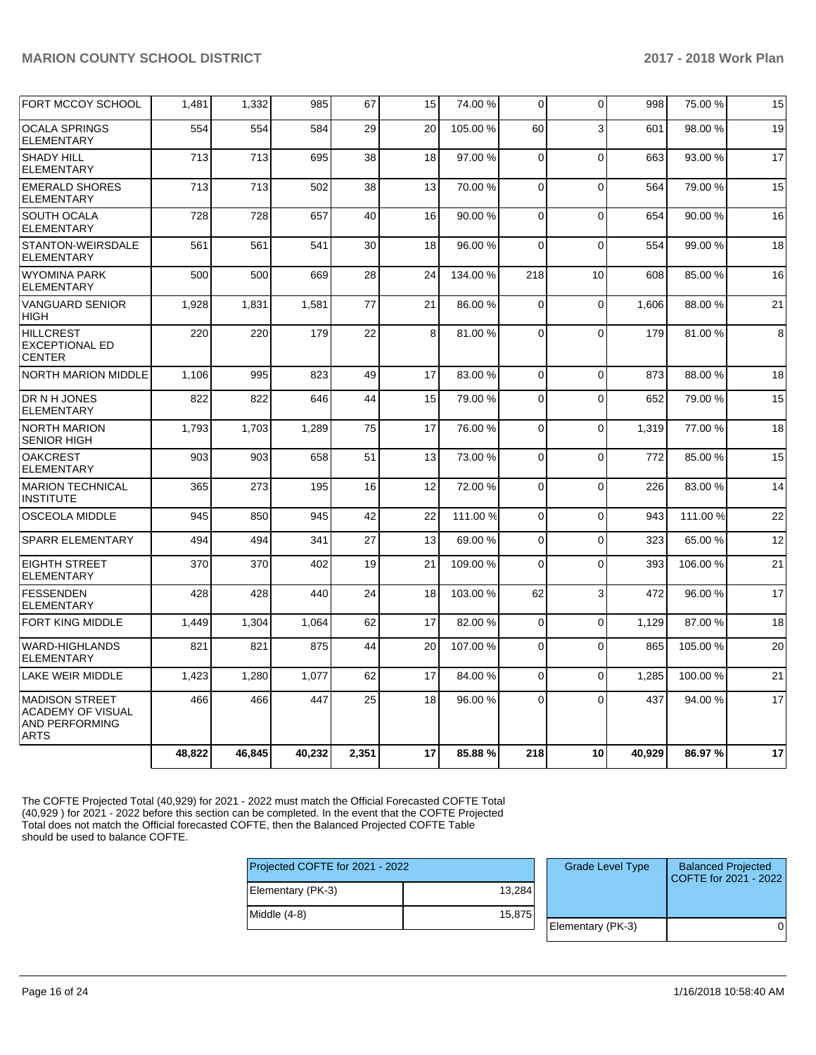| | | | | | | | | | | | |
|---|---|---|---|---|---|---|---|---|---|---|---|
| FORT MCCOY SCHOOL | 1,481 | 1,332 | 985 | 67 | 15 | 74.00 % | 0 | 0 | 998 | 75.00 % | 15 |
| OCALA SPRINGS ELEMENTARY | 554 | 554 | 584 | 29 | 20 | 105.00 % | 60 | 3 | 601 | 98.00 % | 19 |
| SHADY HILL ELEMENTARY | 713 | 713 | 695 | 38 | 18 | 97.00 % | 0 | 0 | 663 | 93.00 % | 17 |
| EMERALD SHORES ELEMENTARY | 713 | 713 | 502 | 38 | 13 | 70.00 % | 0 | 0 | 564 | 79.00 % | 15 |
| SOUTH OCALA ELEMENTARY | 728 | 728 | 657 | 40 | 16 | 90.00 % | 0 | 0 | 654 | 90.00 % | 16 |
| STANTON-WEIRSDALE ELEMENTARY | 561 | 561 | 541 | 30 | 18 | 96.00 % | 0 | 0 | 554 | 99.00 % | 18 |
| WYOMINA PARK ELEMENTARY | 500 | 500 | 669 | 28 | 24 | 134.00 % | 218 | 10 | 608 | 85.00 % | 16 |
| VANGUARD SENIOR HIGH | 1,928 | 1,831 | 1,581 | 77 | 21 | 86.00 % | 0 | 0 | 1,606 | 88.00 % | 21 |
| HILLCREST EXCEPTIONAL ED CENTER | 220 | 220 | 179 | 22 | 8 | 81.00 % | 0 | 0 | 179 | 81.00 % | 8 |
| NORTH MARION MIDDLE | 1,106 | 995 | 823 | 49 | 17 | 83.00 % | 0 | 0 | 873 | 88.00 % | 18 |
| DR N H JONES ELEMENTARY | 822 | 822 | 646 | 44 | 15 | 79.00 % | 0 | 0 | 652 | 79.00 % | 15 |
| NORTH MARION SENIOR HIGH | 1,793 | 1,703 | 1,289 | 75 | 17 | 76.00 % | 0 | 0 | 1,319 | 77.00 % | 18 |
| OAKCREST ELEMENTARY | 903 | 903 | 658 | 51 | 13 | 73.00 % | 0 | 0 | 772 | 85.00 % | 15 |
| MARION TECHNICAL INSTITUTE | 365 | 273 | 195 | 16 | 12 | 72.00 % | 0 | 0 | 226 | 83.00 % | 14 |
| OSCEOLA MIDDLE | 945 | 850 | 945 | 42 | 22 | 111.00 % | 0 | 0 | 943 | 111.00 % | 22 |
| SPARR ELEMENTARY | 494 | 494 | 341 | 27 | 13 | 69.00 % | 0 | 0 | 323 | 65.00 % | 12 |
| EIGHTH STREET ELEMENTARY | 370 | 370 | 402 | 19 | 21 | 109.00 % | 0 | 0 | 393 | 106.00 % | 21 |
| FESSENDEN ELEMENTARY | 428 | 428 | 440 | 24 | 18 | 103.00 % | 62 | 3 | 472 | 96.00 % | 17 |
| FORT KING MIDDLE | 1,449 | 1,304 | 1,064 | 62 | 17 | 82.00 % | 0 | 0 | 1,129 | 87.00 % | 18 |
| WARD-HIGHLANDS ELEMENTARY | 821 | 821 | 875 | 44 | 20 | 107.00 % | 0 | 0 | 865 | 105.00 % | 20 |
| LAKE WEIR MIDDLE | 1,423 | 1,280 | 1,077 | 62 | 17 | 84.00 % | 0 | 0 | 1,285 | 100.00 % | 21 |
| MADISON STREET ACADEMY OF VISUAL AND PERFORMING ARTS | 466 | 466 | 447 | 25 | 18 | 96.00 % | 0 | 0 | 437 | 94.00 % | 17 |
| | **48,822** | **46,845** | **40,232** | **2,351** | **17** | **85.88 %** | **218** | **10** | **40,929** | **86.97 %** | **17** |

The COFTE Projected Total (40,929) for 2021 - 2022 must match the Official Forecasted COFTE Total (40,929 ) for 2021 - 2022 before this section can be completed. In the event that the COFTE Projected Total does not match the Official forecasted COFTE, then the Balanced Projected COFTE Table should be used to balance COFTE.

| Projected COFTE for 2021 - 2022 | |
|---|---|
| Elementary (PK-3) | 13,284 |
| Middle (4-8) | 15,875 |

| Grade Level Type | Balanced Projected COFTE for 2021 - 2022 |
|---|---|
| Elementary (PK-3) | 0 |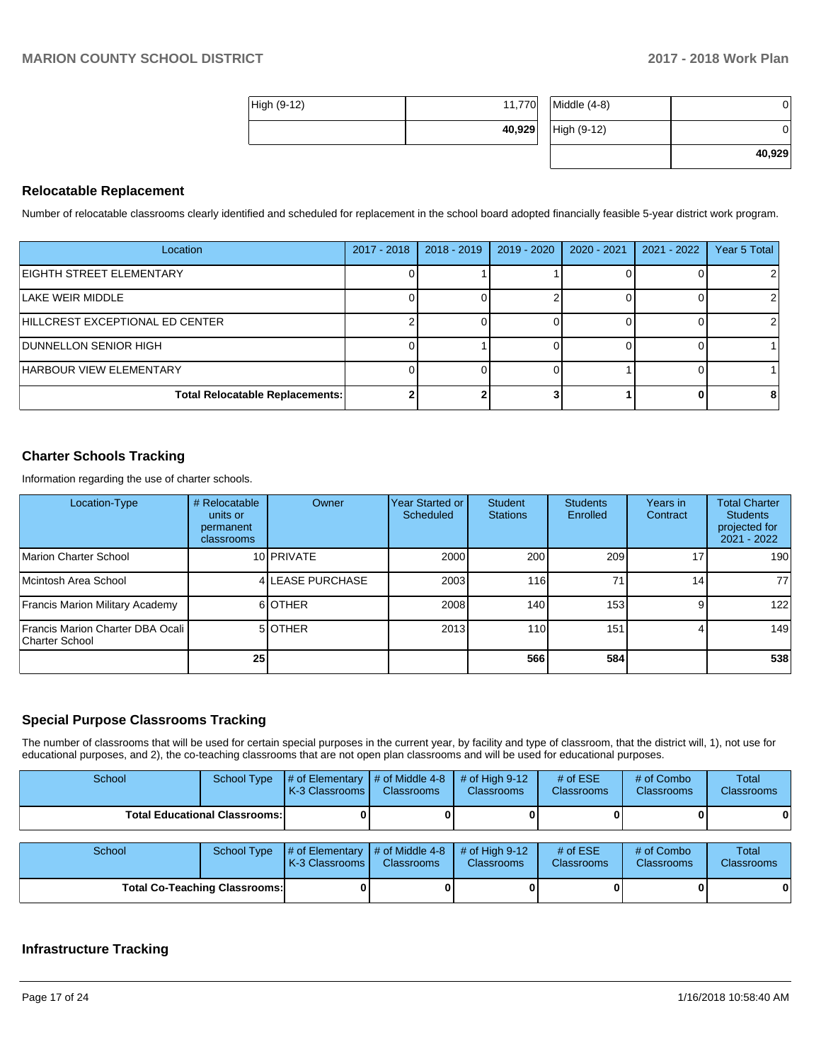| High (9-12) | 11,770 |
|---|---|
| | **40,929** |

| Middle (4-8) | 0 |
|---|---|
| High (9-12) | 0 |
| | **40,929** |

## Relocatable Replacement

Number of relocatable classrooms clearly identified and scheduled for replacement in the school board adopted financially feasible 5-year district work program.

| Location | 2017 - 2018 | 2018 - 2019 | 2019 - 2020 | 2020 - 2021 | 2021 - 2022 | Year 5 Total |
|---|---|---|---|---|---|---|
| EIGHTH STREET ELEMENTARY | 0 | 1 | 1 | 0 | 0 | 2 |
| LAKE WEIR MIDDLE | 0 | 0 | 2 | 0 | 0 | 2 |
| HILLCREST EXCEPTIONAL ED CENTER | 2 | 0 | 0 | 0 | 0 | 2 |
| DUNNELLON SENIOR HIGH | 0 | 1 | 0 | 0 | 0 | 1 |
| HARBOUR VIEW ELEMENTARY | 0 | 0 | 0 | 1 | 0 | 1 |
| **Total Relocatable Replacements:** | **2** | **2** | **3** | **1** | **0** | **8** |

## Charter Schools Tracking

Information regarding the use of charter schools.

| Location-Type | # Relocatable units or permanent classrooms | Owner | Year Started or Scheduled | Student Stations | Students Enrolled | Years in Contract | Total Charter Students projected for 2021 - 2022 |
|---|---|---|---|---|---|---|---|
| Marion Charter School | 10 | PRIVATE | 2000 | 200 | 209 | 17 | 190 |
| Mcintosh Area School | 4 | LEASE PURCHASE | 2003 | 116 | 71 | 14 | 77 |
| Francis Marion Military Academy | 6 | OTHER | 2008 | 140 | 153 | 9 | 122 |
| Francis Marion Charter DBA Ocali Charter School | 5 | OTHER | 2013 | 110 | 151 | 4 | 149 |
| | **25** | | | **566** | **584** | | **538** |

## Special Purpose Classrooms Tracking

The number of classrooms that will be used for certain special purposes in the current year, by facility and type of classroom, that the district will, 1), not use for educational purposes, and 2), the co-teaching classrooms that are not open plan classrooms and will be used for educational purposes.

| School | School Type | # of Elementary K-3 Classrooms | # of Middle 4-8 Classrooms | # of High 9-12 Classrooms | # of ESE Classrooms | # of Combo Classrooms | Total Classrooms |
|---|---|---|---|---|---|---|---|
| **Total Educational Classrooms:** | | **0** | **0** | **0** | **0** | **0** | **0** |

| School | School Type | # of Elementary K-3 Classrooms | # of Middle 4-8 Classrooms | # of High 9-12 Classrooms | # of ESE Classrooms | # of Combo Classrooms | Total Classrooms |
|---|---|---|---|---|---|---|---|
| **Total Co-Teaching Classrooms:** | | **0** | **0** | **0** | **0** | **0** | **0** |

## Infrastructure Tracking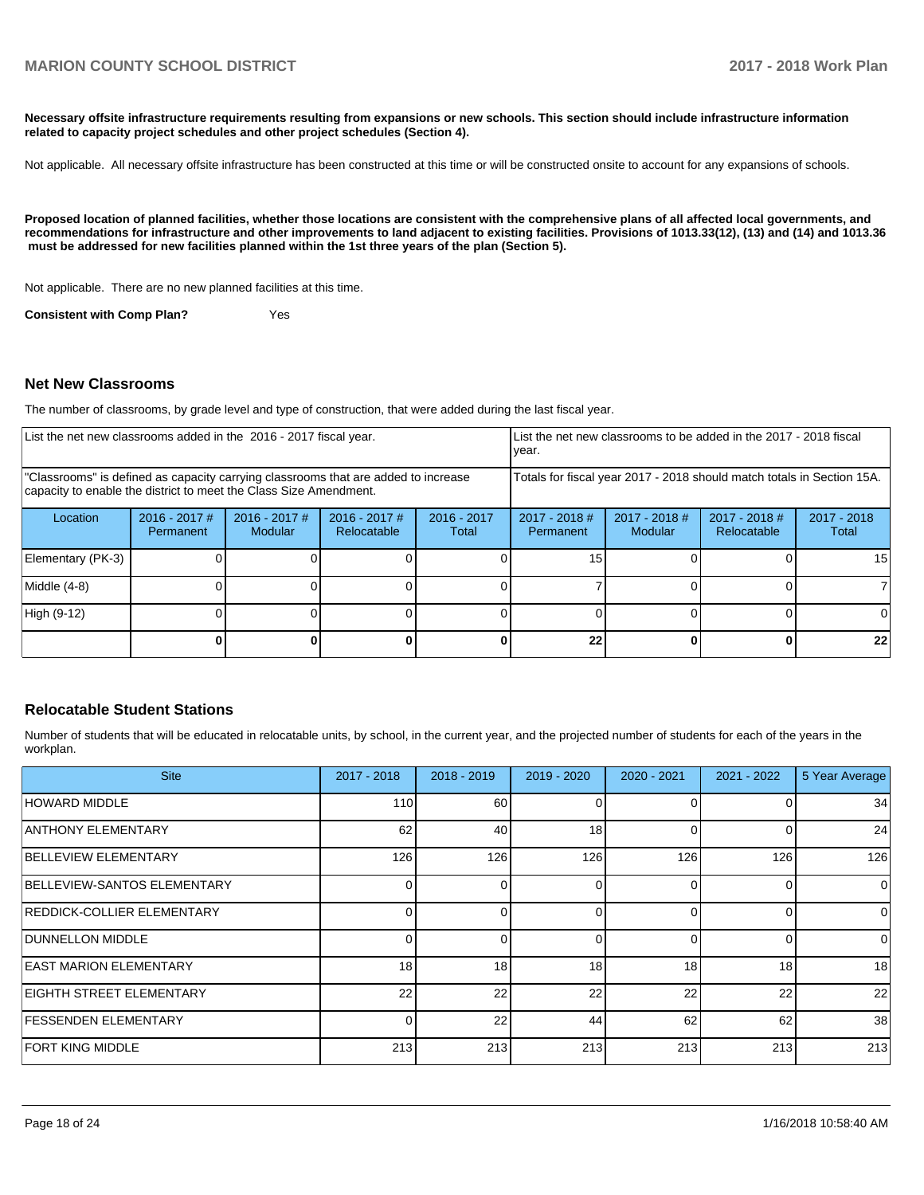**Necessary offsite infrastructure requirements resulting from expansions or new schools. This section should include infrastructure information related to capacity project schedules and other project schedules (Section 4).**

Not applicable. All necessary offsite infrastructure has been constructed at this time or will be constructed onsite to account for any expansions of schools.

**Proposed location of planned facilities, whether those locations are consistent with the comprehensive plans of all affected local governments, and recommendations for infrastructure and other improvements to land adjacent to existing facilities. Provisions of 1013.33(12), (13) and (14) and 1013.36 must be addressed for new facilities planned within the 1st three years of the plan (Section 5).**

Not applicable. There are no new planned facilities at this time.

**Consistent with Comp Plan?** Yes

## Net New Classrooms

The number of classrooms, by grade level and type of construction, that were added during the last fiscal year.

| List the net new classrooms added in the 2016 - 2017 fiscal year. | | | | | List the net new classrooms to be added in the 2017 - 2018 fiscal year. | | | |
|---|---|---|---|---|---|---|---|---|
| "Classrooms" is defined as capacity carrying classrooms that are added to increase capacity to enable the district to meet the Class Size Amendment. | | | | | Totals for fiscal year 2017 - 2018 should match totals in Section 15A. | | | |
| Location | 2016 - 2017 # Permanent | 2016 - 2017 # Modular | 2016 - 2017 # Relocatable | 2016 - 2017 Total | 2017 - 2018 # Permanent | 2017 - 2018 # Modular | 2017 - 2018 # Relocatable | 2017 - 2018 Total |
| Elementary (PK-3) | 0 | 0 | 0 | 0 | 15 | 0 | 0 | 15 |
| Middle (4-8) | 0 | 0 | 0 | 0 | 7 | 0 | 0 | 7 |
| High (9-12) | 0 | 0 | 0 | 0 | 0 | 0 | 0 | 0 |
| | **0** | **0** | **0** | **0** | **22** | **0** | **0** | **22** |

## Relocatable Student Stations

Number of students that will be educated in relocatable units, by school, in the current year, and the projected number of students for each of the years in the workplan.

| Site | 2017 - 2018 | 2018 - 2019 | 2019 - 2020 | 2020 - 2021 | 2021 - 2022 | 5 Year Average |
|---|---|---|---|---|---|---|
| HOWARD MIDDLE | 110 | 60 | 0 | 0 | 0 | 34 |
| ANTHONY ELEMENTARY | 62 | 40 | 18 | 0 | 0 | 24 |
| BELLEVIEW ELEMENTARY | 126 | 126 | 126 | 126 | 126 | 126 |
| BELLEVIEW-SANTOS ELEMENTARY | 0 | 0 | 0 | 0 | 0 | 0 |
| REDDICK-COLLIER ELEMENTARY | 0 | 0 | 0 | 0 | 0 | 0 |
| DUNNELLON MIDDLE | 0 | 0 | 0 | 0 | 0 | 0 |
| EAST MARION ELEMENTARY | 18 | 18 | 18 | 18 | 18 | 18 |
| EIGHTH STREET ELEMENTARY | 22 | 22 | 22 | 22 | 22 | 22 |
| FESSENDEN ELEMENTARY | 0 | 22 | 44 | 62 | 62 | 38 |
| FORT KING MIDDLE | 213 | 213 | 213 | 213 | 213 | 213 |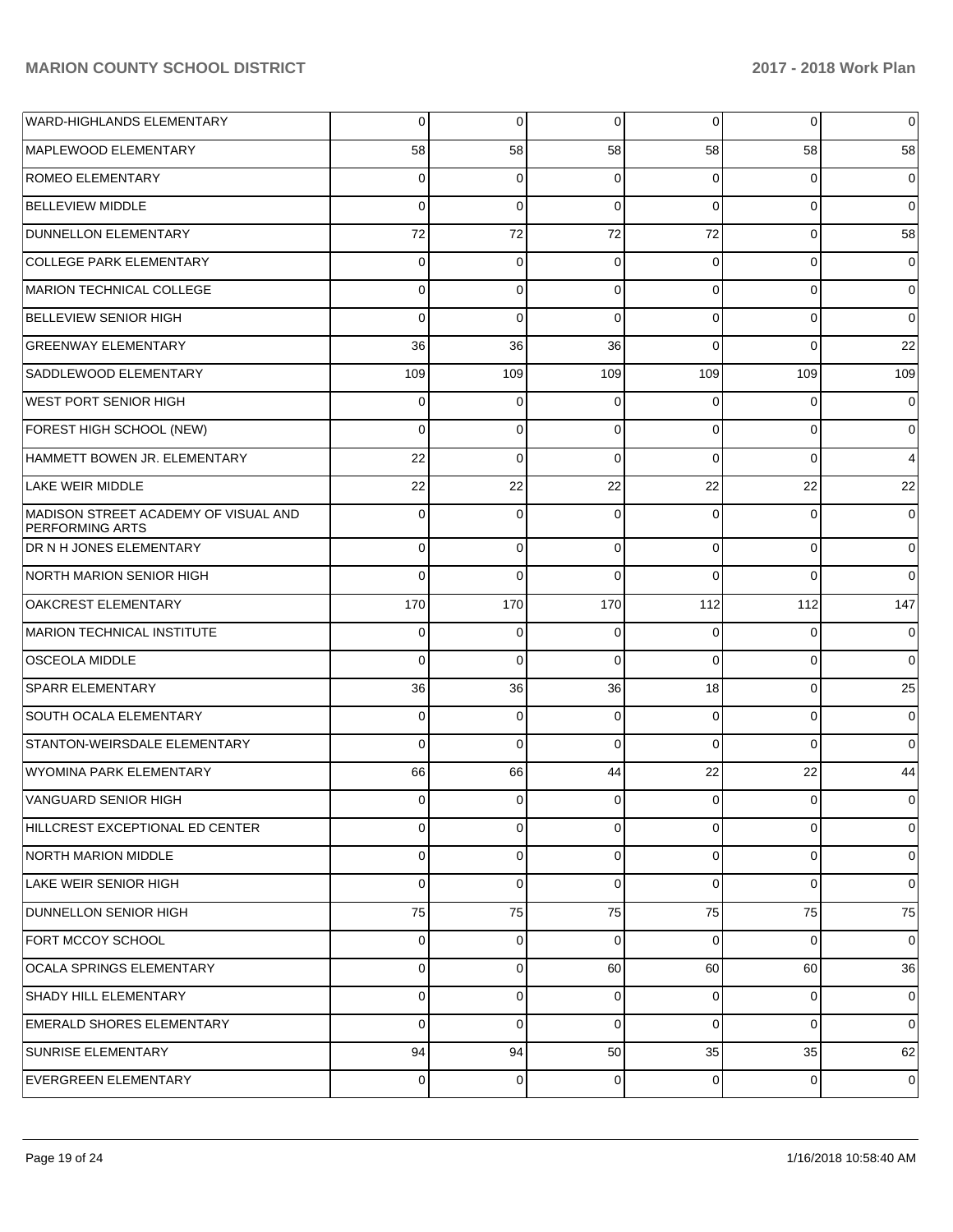| | | | | | | |
|---|---|---|---|---|---|---|
| WARD-HIGHLANDS ELEMENTARY | 0 | 0 | 0 | 0 | 0 | 0 |
| MAPLEWOOD ELEMENTARY | 58 | 58 | 58 | 58 | 58 | 58 |
| ROMEO ELEMENTARY | 0 | 0 | 0 | 0 | 0 | 0 |
| BELLEVIEW MIDDLE | 0 | 0 | 0 | 0 | 0 | 0 |
| DUNNELLON ELEMENTARY | 72 | 72 | 72 | 72 | 0 | 58 |
| COLLEGE PARK ELEMENTARY | 0 | 0 | 0 | 0 | 0 | 0 |
| MARION TECHNICAL COLLEGE | 0 | 0 | 0 | 0 | 0 | 0 |
| BELLEVIEW SENIOR HIGH | 0 | 0 | 0 | 0 | 0 | 0 |
| GREENWAY ELEMENTARY | 36 | 36 | 36 | 0 | 0 | 22 |
| SADDLEWOOD ELEMENTARY | 109 | 109 | 109 | 109 | 109 | 109 |
| WEST PORT SENIOR HIGH | 0 | 0 | 0 | 0 | 0 | 0 |
| FOREST HIGH SCHOOL (NEW) | 0 | 0 | 0 | 0 | 0 | 0 |
| HAMMETT BOWEN JR. ELEMENTARY | 22 | 0 | 0 | 0 | 0 | 4 |
| LAKE WEIR MIDDLE | 22 | 22 | 22 | 22 | 22 | 22 |
| MADISON STREET ACADEMY OF VISUAL AND PERFORMING ARTS | 0 | 0 | 0 | 0 | 0 | 0 |
| DR N H JONES ELEMENTARY | 0 | 0 | 0 | 0 | 0 | 0 |
| NORTH MARION SENIOR HIGH | 0 | 0 | 0 | 0 | 0 | 0 |
| OAKCREST ELEMENTARY | 170 | 170 | 170 | 112 | 112 | 147 |
| MARION TECHNICAL INSTITUTE | 0 | 0 | 0 | 0 | 0 | 0 |
| OSCEOLA MIDDLE | 0 | 0 | 0 | 0 | 0 | 0 |
| SPARR ELEMENTARY | 36 | 36 | 36 | 18 | 0 | 25 |
| SOUTH OCALA ELEMENTARY | 0 | 0 | 0 | 0 | 0 | 0 |
| STANTON-WEIRSDALE ELEMENTARY | 0 | 0 | 0 | 0 | 0 | 0 |
| WYOMINA PARK ELEMENTARY | 66 | 66 | 44 | 22 | 22 | 44 |
| VANGUARD SENIOR HIGH | 0 | 0 | 0 | 0 | 0 | 0 |
| HILLCREST EXCEPTIONAL ED CENTER | 0 | 0 | 0 | 0 | 0 | 0 |
| NORTH MARION MIDDLE | 0 | 0 | 0 | 0 | 0 | 0 |
| LAKE WEIR SENIOR HIGH | 0 | 0 | 0 | 0 | 0 | 0 |
| DUNNELLON SENIOR HIGH | 75 | 75 | 75 | 75 | 75 | 75 |
| FORT MCCOY SCHOOL | 0 | 0 | 0 | 0 | 0 | 0 |
| OCALA SPRINGS ELEMENTARY | 0 | 0 | 60 | 60 | 60 | 36 |
| SHADY HILL ELEMENTARY | 0 | 0 | 0 | 0 | 0 | 0 |
| EMERALD SHORES ELEMENTARY | 0 | 0 | 0 | 0 | 0 | 0 |
| SUNRISE ELEMENTARY | 94 | 94 | 50 | 35 | 35 | 62 |
| EVERGREEN ELEMENTARY | 0 | 0 | 0 | 0 | 0 | 0 |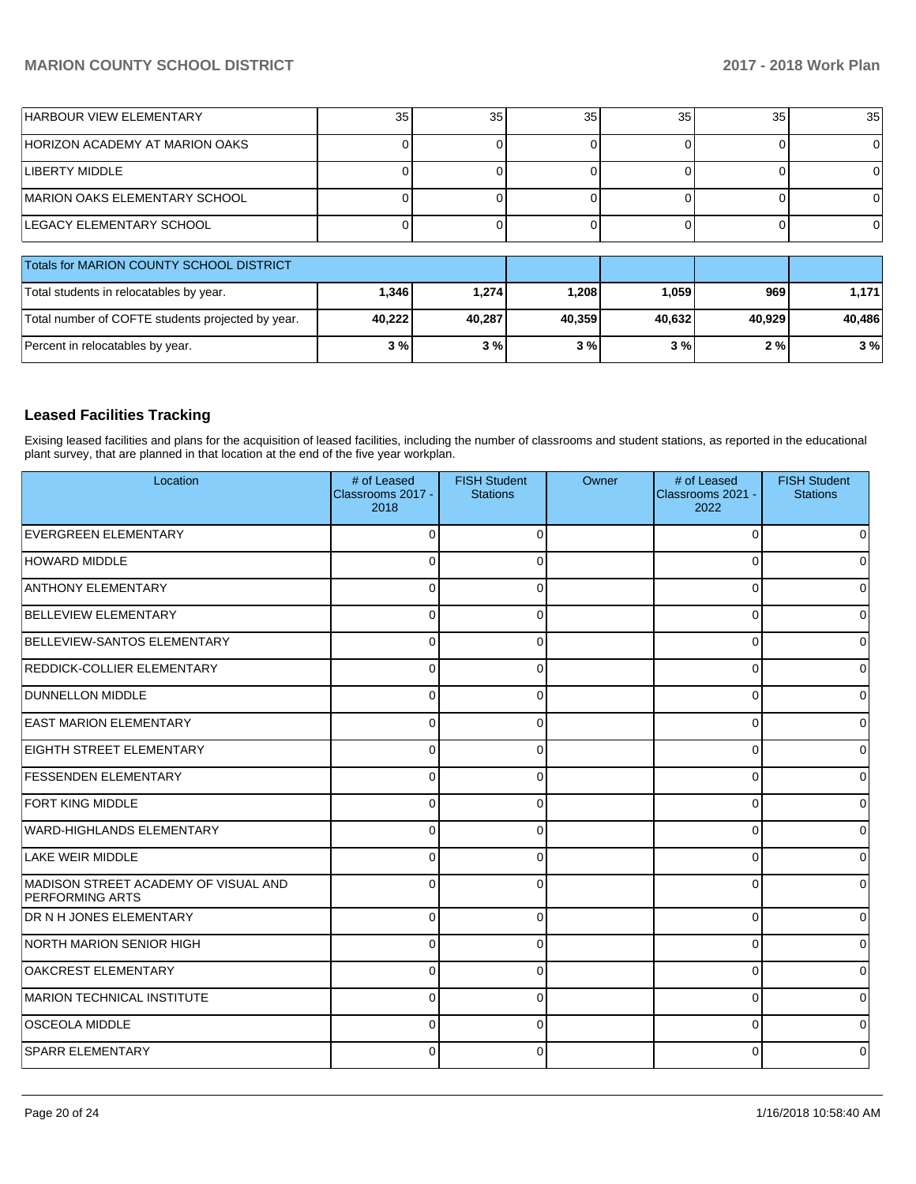| | | | | | | |
|---|---|---|---|---|---|---|
| HARBOUR VIEW ELEMENTARY | 35 | 35 | 35 | 35 | 35 | 35 |
| HORIZON ACADEMY AT MARION OAKS | 0 | 0 | 0 | 0 | 0 | 0 |
| LIBERTY MIDDLE | 0 | 0 | 0 | 0 | 0 | 0 |
| MARION OAKS ELEMENTARY SCHOOL | 0 | 0 | 0 | 0 | 0 | 0 |
| LEGACY ELEMENTARY SCHOOL | 0 | 0 | 0 | 0 | 0 | 0 |

| Totals for MARION COUNTY SCHOOL DISTRICT | | | | | | |
|---|---|---|---|---|---|---|
| Total students in relocatables by year. | **1,346** | **1,274** | **1,208** | **1,059** | **969** | **1,171** |
| Total number of COFTE students projected by year. | **40,222** | **40,287** | **40,359** | **40,632** | **40,929** | **40,486** |
| Percent in relocatables by year. | **3 %** | **3 %** | **3 %** | **3 %** | **2 %** | **3 %** |

## Leased Facilities Tracking

Exising leased facilities and plans for the acquisition of leased facilities, including the number of classrooms and student stations, as reported in the educational plant survey, that are planned in that location at the end of the five year workplan.

| Location | # of Leased Classrooms 2017 - 2018 | FISH Student Stations | Owner | # of Leased Classrooms 2021 - 2022 | FISH Student Stations |
|---|---|---|---|---|---|
| EVERGREEN ELEMENTARY | 0 | 0 | | 0 | 0 |
| HOWARD MIDDLE | 0 | 0 | | 0 | 0 |
| ANTHONY ELEMENTARY | 0 | 0 | | 0 | 0 |
| BELLEVIEW ELEMENTARY | 0 | 0 | | 0 | 0 |
| BELLEVIEW-SANTOS ELEMENTARY | 0 | 0 | | 0 | 0 |
| REDDICK-COLLIER ELEMENTARY | 0 | 0 | | 0 | 0 |
| DUNNELLON MIDDLE | 0 | 0 | | 0 | 0 |
| EAST MARION ELEMENTARY | 0 | 0 | | 0 | 0 |
| EIGHTH STREET ELEMENTARY | 0 | 0 | | 0 | 0 |
| FESSENDEN ELEMENTARY | 0 | 0 | | 0 | 0 |
| FORT KING MIDDLE | 0 | 0 | | 0 | 0 |
| WARD-HIGHLANDS ELEMENTARY | 0 | 0 | | 0 | 0 |
| LAKE WEIR MIDDLE | 0 | 0 | | 0 | 0 |
| MADISON STREET ACADEMY OF VISUAL AND PERFORMING ARTS | 0 | 0 | | 0 | 0 |
| DR N H JONES ELEMENTARY | 0 | 0 | | 0 | 0 |
| NORTH MARION SENIOR HIGH | 0 | 0 | | 0 | 0 |
| OAKCREST ELEMENTARY | 0 | 0 | | 0 | 0 |
| MARION TECHNICAL INSTITUTE | 0 | 0 | | 0 | 0 |
| OSCEOLA MIDDLE | 0 | 0 | | 0 | 0 |
| SPARR ELEMENTARY | 0 | 0 | | 0 | 0 |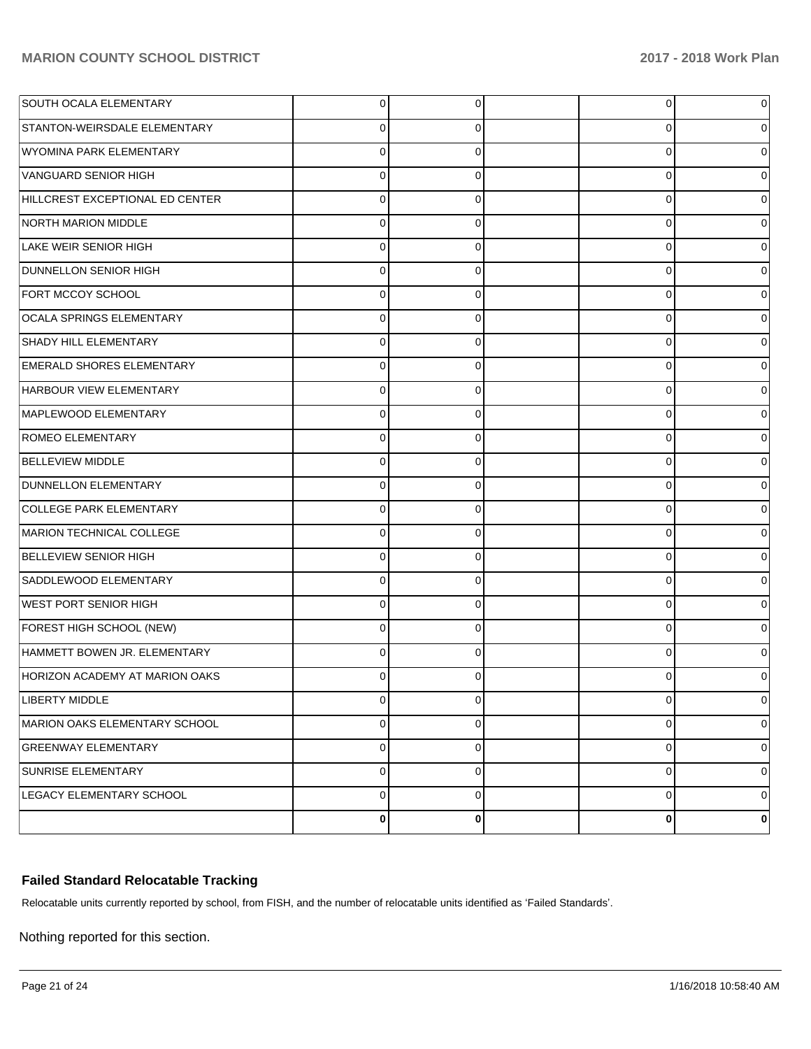| | | | | | |
|---|---|---|---|---|---|
| SOUTH OCALA ELEMENTARY | 0 | 0 | | 0 | 0 |
| STANTON-WEIRSDALE ELEMENTARY | 0 | 0 | | 0 | 0 |
| WYOMINA PARK ELEMENTARY | 0 | 0 | | 0 | 0 |
| VANGUARD SENIOR HIGH | 0 | 0 | | 0 | 0 |
| HILLCREST EXCEPTIONAL ED CENTER | 0 | 0 | | 0 | 0 |
| NORTH MARION MIDDLE | 0 | 0 | | 0 | 0 |
| LAKE WEIR SENIOR HIGH | 0 | 0 | | 0 | 0 |
| DUNNELLON SENIOR HIGH | 0 | 0 | | 0 | 0 |
| FORT MCCOY SCHOOL | 0 | 0 | | 0 | 0 |
| OCALA SPRINGS ELEMENTARY | 0 | 0 | | 0 | 0 |
| SHADY HILL ELEMENTARY | 0 | 0 | | 0 | 0 |
| EMERALD SHORES ELEMENTARY | 0 | 0 | | 0 | 0 |
| HARBOUR VIEW ELEMENTARY | 0 | 0 | | 0 | 0 |
| MAPLEWOOD ELEMENTARY | 0 | 0 | | 0 | 0 |
| ROMEO ELEMENTARY | 0 | 0 | | 0 | 0 |
| BELLEVIEW MIDDLE | 0 | 0 | | 0 | 0 |
| DUNNELLON ELEMENTARY | 0 | 0 | | 0 | 0 |
| COLLEGE PARK ELEMENTARY | 0 | 0 | | 0 | 0 |
| MARION TECHNICAL COLLEGE | 0 | 0 | | 0 | 0 |
| BELLEVIEW SENIOR HIGH | 0 | 0 | | 0 | 0 |
| SADDLEWOOD ELEMENTARY | 0 | 0 | | 0 | 0 |
| WEST PORT SENIOR HIGH | 0 | 0 | | 0 | 0 |
| FOREST HIGH SCHOOL (NEW) | 0 | 0 | | 0 | 0 |
| HAMMETT BOWEN JR. ELEMENTARY | 0 | 0 | | 0 | 0 |
| HORIZON ACADEMY AT MARION OAKS | 0 | 0 | | 0 | 0 |
| LIBERTY MIDDLE | 0 | 0 | | 0 | 0 |
| MARION OAKS ELEMENTARY SCHOOL | 0 | 0 | | 0 | 0 |
| GREENWAY ELEMENTARY | 0 | 0 | | 0 | 0 |
| SUNRISE ELEMENTARY | 0 | 0 | | 0 | 0 |
| LEGACY ELEMENTARY SCHOOL | 0 | 0 | | 0 | 0 |
| | **0** | **0** | | **0** | **0** |

### Failed Standard Relocatable Tracking

Relocatable units currently reported by school, from FISH, and the number of relocatable units identified as 'Failed Standards'.

Nothing reported for this section.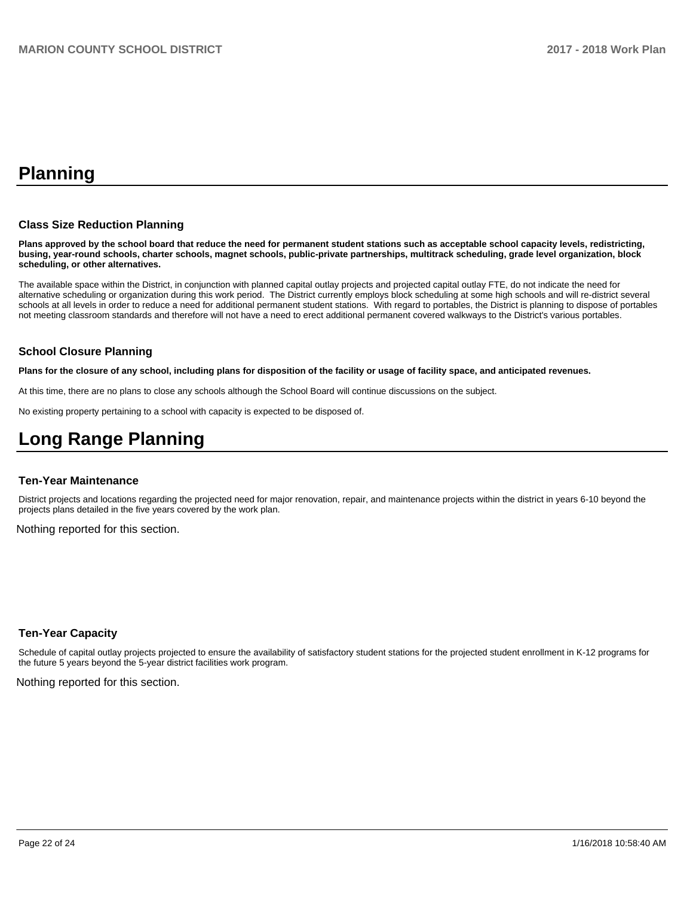# Planning

### Class Size Reduction Planning

**Plans approved by the school board that reduce the need for permanent student stations such as acceptable school capacity levels, redistricting, busing, year-round schools, charter schools, magnet schools, public-private partnerships, multitrack scheduling, grade level organization, block scheduling, or other alternatives.**

The available space within the District, in conjunction with planned capital outlay projects and projected capital outlay FTE, do not indicate the need for alternative scheduling or organization during this work period. The District currently employs block scheduling at some high schools and will re-district several schools at all levels in order to reduce a need for additional permanent student stations. With regard to portables, the District is planning to dispose of portables not meeting classroom standards and therefore will not have a need to erect additional permanent covered walkways to the District's various portables.

### School Closure Planning

**Plans for the closure of any school, including plans for disposition of the facility or usage of facility space, and anticipated revenues.**

At this time, there are no plans to close any schools although the School Board will continue discussions on the subject.

No existing property pertaining to a school with capacity is expected to be disposed of.

# Long Range Planning

### Ten-Year Maintenance

District projects and locations regarding the projected need for major renovation, repair, and maintenance projects within the district in years 6-10 beyond the projects plans detailed in the five years covered by the work plan.

Nothing reported for this section.

### Ten-Year Capacity

Schedule of capital outlay projects projected to ensure the availability of satisfactory student stations for the projected student enrollment in K-12 programs for the future 5 years beyond the 5-year district facilities work program.

Nothing reported for this section.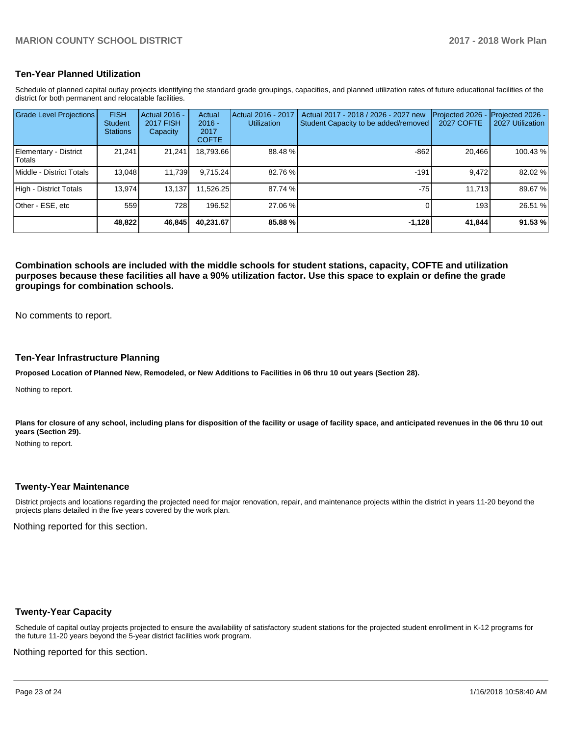## Ten-Year Planned Utilization

Schedule of planned capital outlay projects identifying the standard grade groupings, capacities, and planned utilization rates of future educational facilities of the district for both permanent and relocatable facilities.

| Grade Level Projections | FISH Student Stations | Actual 2016 - 2017 FISH Capacity | Actual 2016 - 2017 COFTE | Actual 2016 - 2017 Utilization | Actual 2017 - 2018 / 2026 - 2027 new Student Capacity to be added/removed | Projected 2026 - 2027 COFTE | Projected 2026 - 2027 Utilization |
|---|---|---|---|---|---|---|---|
| Elementary - District Totals | 21,241 | 21,241 | 18,793.66 | 88.48 % | -862 | 20,466 | 100.43 % |
| Middle - District Totals | 13,048 | 11,739 | 9,715.24 | 82.76 % | -191 | 9,472 | 82.02 % |
| High - District Totals | 13,974 | 13,137 | 11,526.25 | 87.74 % | -75 | 11,713 | 89.67 % |
| Other - ESE, etc | 559 | 728 | 196.52 | 27.06 % | 0 | 193 | 26.51 % |
| | **48,822** | **46,845** | **40,231.67** | **85.88 %** | **-1,128** | **41,844** | **91.53 %** |

**Combination schools are included with the middle schools for student stations, capacity, COFTE and utilization purposes because these facilities all have a 90% utilization factor. Use this space to explain or define the grade groupings for combination schools.**

No comments to report.

## Ten-Year Infrastructure Planning

**Proposed Location of Planned New, Remodeled, or New Additions to Facilities in 06 thru 10 out years (Section 28).**

Nothing to report.

**Plans for closure of any school, including plans for disposition of the facility or usage of facility space, and anticipated revenues in the 06 thru 10 out years (Section 29).**

Nothing to report.

## Twenty-Year Maintenance

District projects and locations regarding the projected need for major renovation, repair, and maintenance projects within the district in years 11-20 beyond the projects plans detailed in the five years covered by the work plan.

Nothing reported for this section.

## Twenty-Year Capacity

Schedule of capital outlay projects projected to ensure the availability of satisfactory student stations for the projected student enrollment in K-12 programs for the future 11-20 years beyond the 5-year district facilities work program.

Nothing reported for this section.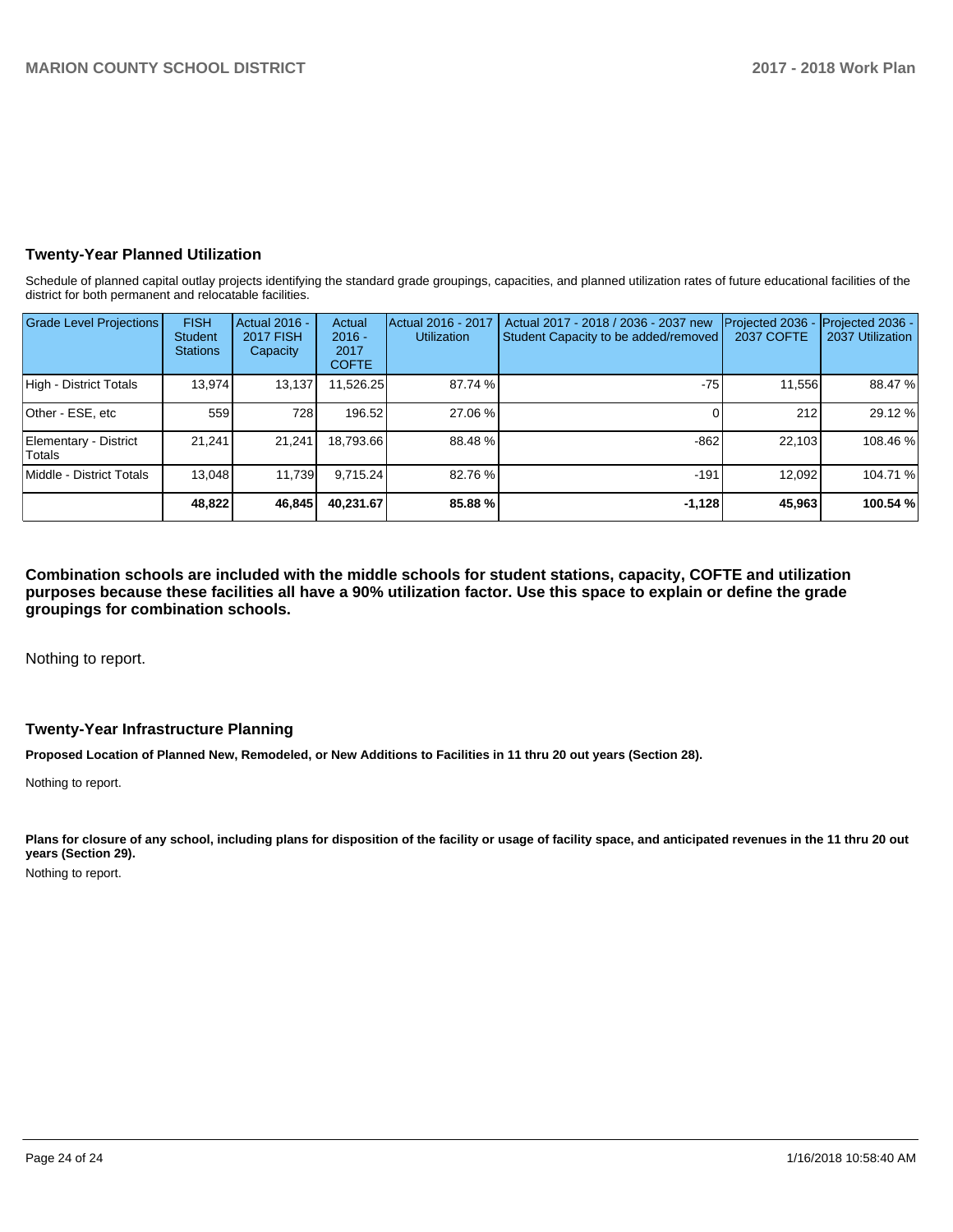## Twenty-Year Planned Utilization

Schedule of planned capital outlay projects identifying the standard grade groupings, capacities, and planned utilization rates of future educational facilities of the district for both permanent and relocatable facilities.

| Grade Level Projections | FISH Student Stations | Actual 2016 - 2017 FISH Capacity | Actual 2016 - 2017 COFTE | Actual 2016 - 2017 Utilization | Actual 2017 - 2018 / 2036 - 2037 new Student Capacity to be added/removed | Projected 2036 - 2037 COFTE | Projected 2036 - 2037 Utilization |
|---|---|---|---|---|---|---|---|
| High - District Totals | 13,974 | 13,137 | 11,526.25 | 87.74 % | -75 | 11,556 | 88.47 % |
| Other - ESE, etc | 559 | 728 | 196.52 | 27.06 % | 0 | 212 | 29.12 % |
| Elementary - District Totals | 21,241 | 21,241 | 18,793.66 | 88.48 % | -862 | 22,103 | 108.46 % |
| Middle - District Totals | 13,048 | 11,739 | 9,715.24 | 82.76 % | -191 | 12,092 | 104.71 % |
| | **48,822** | **46,845** | **40,231.67** | **85.88 %** | **-1,128** | **45,963** | **100.54 %** |

**Combination schools are included with the middle schools for student stations, capacity, COFTE and utilization purposes because these facilities all have a 90% utilization factor. Use this space to explain or define the grade groupings for combination schools.**

Nothing to report.

## Twenty-Year Infrastructure Planning

**Proposed Location of Planned New, Remodeled, or New Additions to Facilities in 11 thru 20 out years (Section 28).**

Nothing to report.

**Plans for closure of any school, including plans for disposition of the facility or usage of facility space, and anticipated revenues in the 11 thru 20 out years (Section 29).**

Nothing to report.